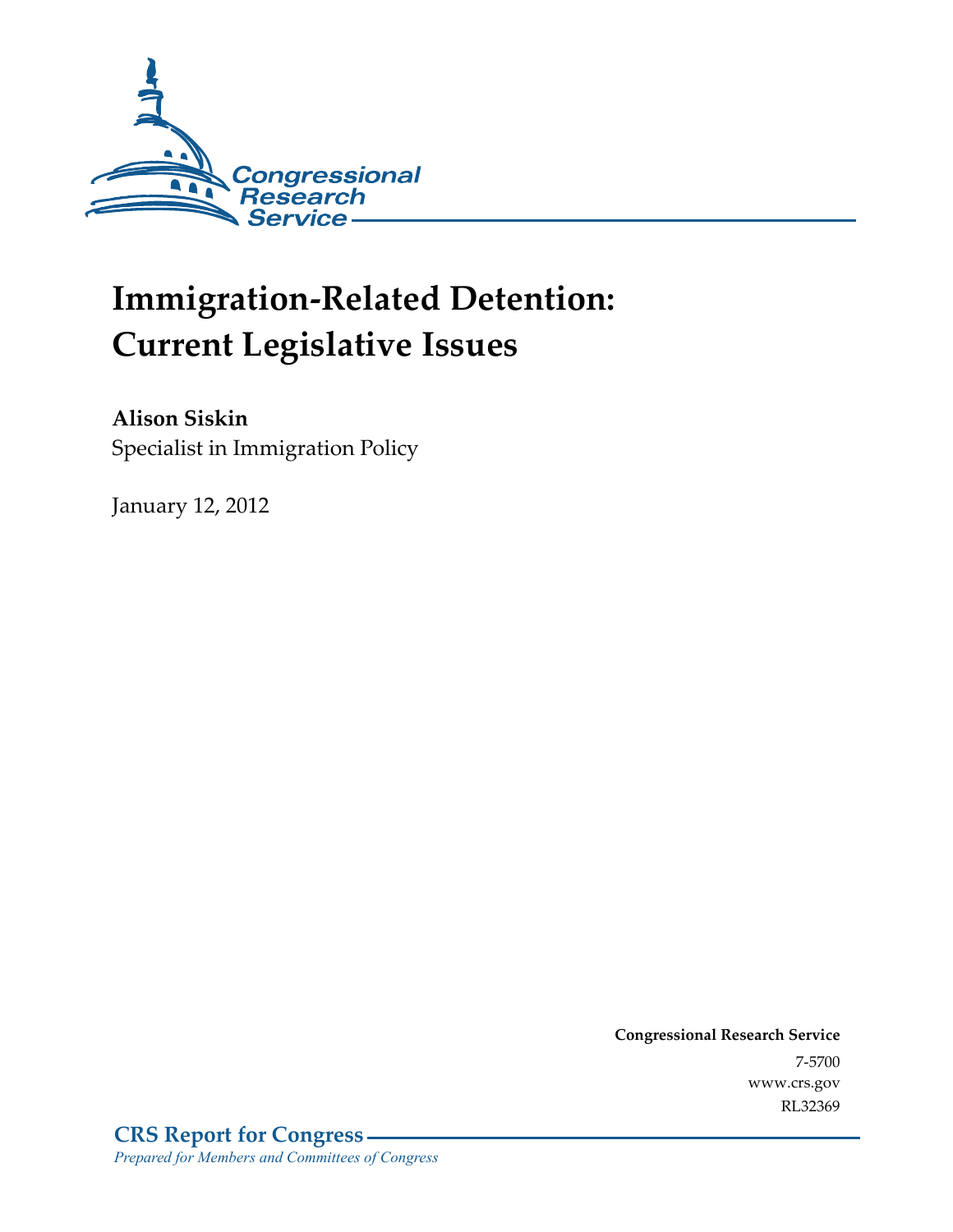Congressional Research Service

# Immigration-Related Detention: Current Legislative Issues

**Alison Siskin**
Specialist in Immigration Policy

January 12, 2012

**Congressional Research Service**
7-5700
www.crs.gov
RL32369

**CRS Report for Congress**
*Prepared for Members and Committees of Congress*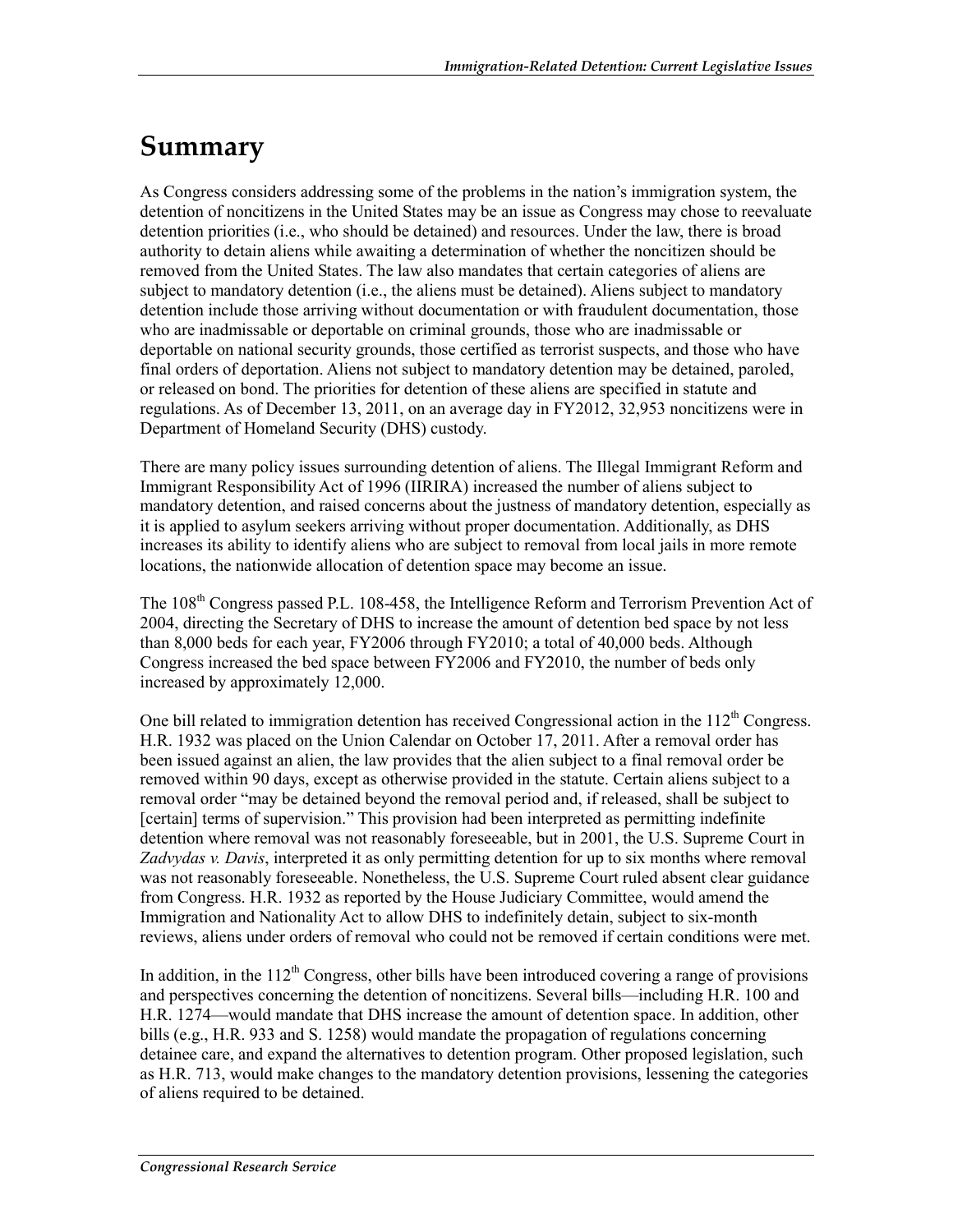# Summary

As Congress considers addressing some of the problems in the nation's immigration system, the detention of noncitizens in the United States may be an issue as Congress may chose to reevaluate detention priorities (i.e., who should be detained) and resources. Under the law, there is broad authority to detain aliens while awaiting a determination of whether the noncitizen should be removed from the United States. The law also mandates that certain categories of aliens are subject to mandatory detention (i.e., the aliens must be detained). Aliens subject to mandatory detention include those arriving without documentation or with fraudulent documentation, those who are inadmissable or deportable on criminal grounds, those who are inadmissable or deportable on national security grounds, those certified as terrorist suspects, and those who have final orders of deportation. Aliens not subject to mandatory detention may be detained, paroled, or released on bond. The priorities for detention of these aliens are specified in statute and regulations. As of December 13, 2011, on an average day in FY2012, 32,953 noncitizens were in Department of Homeland Security (DHS) custody.

There are many policy issues surrounding detention of aliens. The Illegal Immigrant Reform and Immigrant Responsibility Act of 1996 (IIRIRA) increased the number of aliens subject to mandatory detention, and raised concerns about the justness of mandatory detention, especially as it is applied to asylum seekers arriving without proper documentation. Additionally, as DHS increases its ability to identify aliens who are subject to removal from local jails in more remote locations, the nationwide allocation of detention space may become an issue.

The 108th Congress passed P.L. 108-458, the Intelligence Reform and Terrorism Prevention Act of 2004, directing the Secretary of DHS to increase the amount of detention bed space by not less than 8,000 beds for each year, FY2006 through FY2010; a total of 40,000 beds. Although Congress increased the bed space between FY2006 and FY2010, the number of beds only increased by approximately 12,000.

One bill related to immigration detention has received Congressional action in the 112th Congress. H.R. 1932 was placed on the Union Calendar on October 17, 2011. After a removal order has been issued against an alien, the law provides that the alien subject to a final removal order be removed within 90 days, except as otherwise provided in the statute. Certain aliens subject to a removal order "may be detained beyond the removal period and, if released, shall be subject to [certain] terms of supervision." This provision had been interpreted as permitting indefinite detention where removal was not reasonably foreseeable, but in 2001, the U.S. Supreme Court in *Zadvydas v. Davis*, interpreted it as only permitting detention for up to six months where removal was not reasonably foreseeable. Nonetheless, the U.S. Supreme Court ruled absent clear guidance from Congress. H.R. 1932 as reported by the House Judiciary Committee, would amend the Immigration and Nationality Act to allow DHS to indefinitely detain, subject to six-month reviews, aliens under orders of removal who could not be removed if certain conditions were met.

In addition, in the 112th Congress, other bills have been introduced covering a range of provisions and perspectives concerning the detention of noncitizens. Several bills—including H.R. 100 and H.R. 1274—would mandate that DHS increase the amount of detention space. In addition, other bills (e.g., H.R. 933 and S. 1258) would mandate the propagation of regulations concerning detainee care, and expand the alternatives to detention program. Other proposed legislation, such as H.R. 713, would make changes to the mandatory detention provisions, lessening the categories of aliens required to be detained.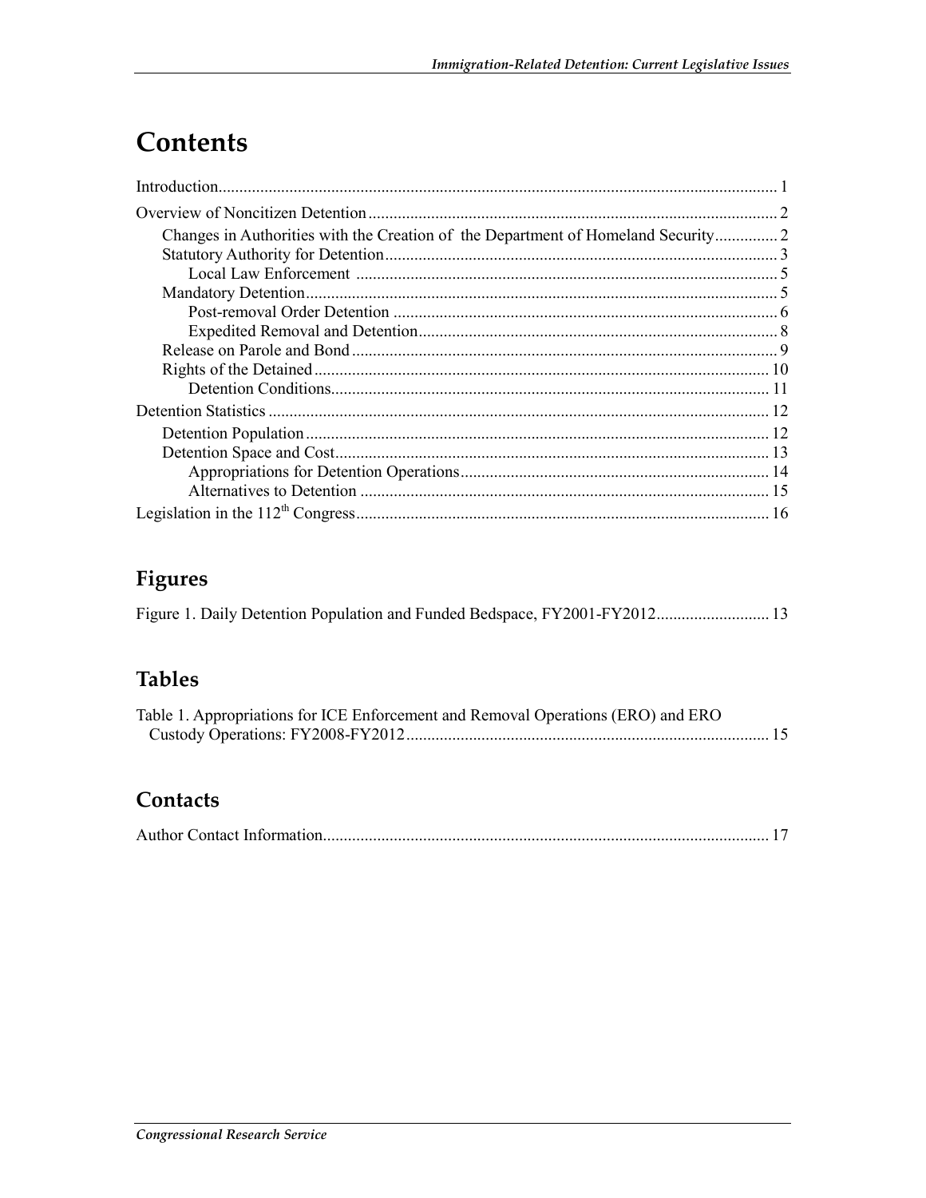# Contents

Introduction..................................................................................................................................... 1

Overview of Noncitizen Detention ................................................................................................. 2

- Changes in Authorities with the Creation of the Department of Homeland Security............... 2
- Statutory Authority for Detention............................................................................................. 3
  - Local Law Enforcement .................................................................................................... 5
- Mandatory Detention................................................................................................................ 5
  - Post-removal Order Detention ........................................................................................... 6
  - Expedited Removal and Detention..................................................................................... 8
- Release on Parole and Bond ..................................................................................................... 9
- Rights of the Detained ............................................................................................................ 10
  - Detention Conditions........................................................................................................ 11

Detention Statistics ....................................................................................................................... 12

- Detention Population .............................................................................................................. 12
- Detention Space and Cost....................................................................................................... 13
  - Appropriations for Detention Operations......................................................................... 14
  - Alternatives to Detention ................................................................................................. 15

Legislation in the 112th Congress.................................................................................................. 16

## Figures

Figure 1. Daily Detention Population and Funded Bedspace, FY2001-FY2012........................... 13

## Tables

Table 1. Appropriations for ICE Enforcement and Removal Operations (ERO) and ERO Custody Operations: FY2008-FY2012....................................................................................... 15

## Contacts

Author Contact Information........................................................................................................... 17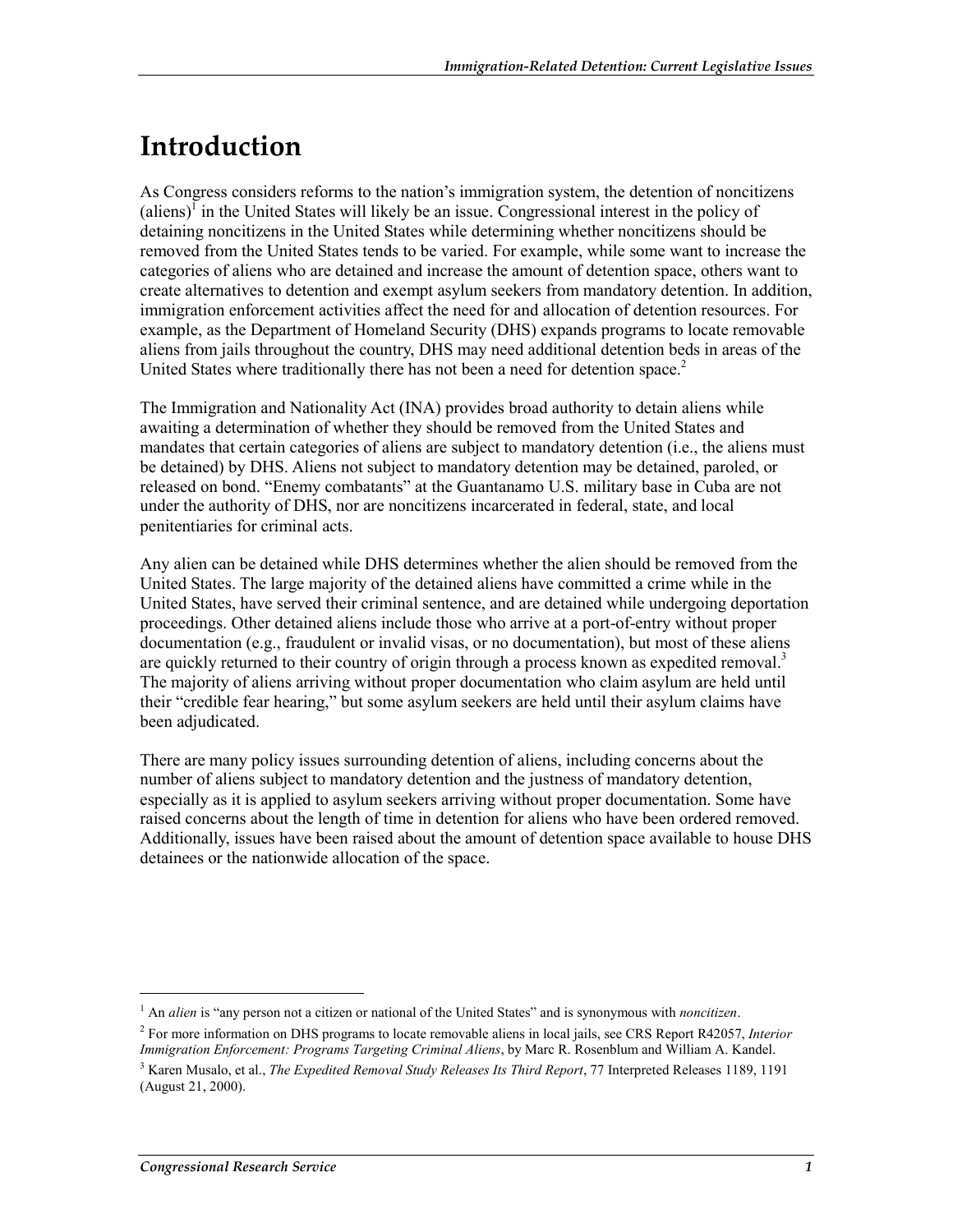# Introduction

As Congress considers reforms to the nation's immigration system, the detention of noncitizens (aliens)[1] in the United States will likely be an issue. Congressional interest in the policy of detaining noncitizens in the United States while determining whether noncitizens should be removed from the United States tends to be varied. For example, while some want to increase the categories of aliens who are detained and increase the amount of detention space, others want to create alternatives to detention and exempt asylum seekers from mandatory detention. In addition, immigration enforcement activities affect the need for and allocation of detention resources. For example, as the Department of Homeland Security (DHS) expands programs to locate removable aliens from jails throughout the country, DHS may need additional detention beds in areas of the United States where traditionally there has not been a need for detention space.[2]

The Immigration and Nationality Act (INA) provides broad authority to detain aliens while awaiting a determination of whether they should be removed from the United States and mandates that certain categories of aliens are subject to mandatory detention (i.e., the aliens must be detained) by DHS. Aliens not subject to mandatory detention may be detained, paroled, or released on bond. "Enemy combatants" at the Guantanamo U.S. military base in Cuba are not under the authority of DHS, nor are noncitizens incarcerated in federal, state, and local penitentiaries for criminal acts.

Any alien can be detained while DHS determines whether the alien should be removed from the United States. The large majority of the detained aliens have committed a crime while in the United States, have served their criminal sentence, and are detained while undergoing deportation proceedings. Other detained aliens include those who arrive at a port-of-entry without proper documentation (e.g., fraudulent or invalid visas, or no documentation), but most of these aliens are quickly returned to their country of origin through a process known as expedited removal.[3] The majority of aliens arriving without proper documentation who claim asylum are held until their "credible fear hearing," but some asylum seekers are held until their asylum claims have been adjudicated.

There are many policy issues surrounding detention of aliens, including concerns about the number of aliens subject to mandatory detention and the justness of mandatory detention, especially as it is applied to asylum seekers arriving without proper documentation. Some have raised concerns about the length of time in detention for aliens who have been ordered removed. Additionally, issues have been raised about the amount of detention space available to house DHS detainees or the nationwide allocation of the space.

---

[1] An *alien* is "any person not a citizen or national of the United States" and is synonymous with *noncitizen*.

[2] For more information on DHS programs to locate removable aliens in local jails, see CRS Report R42057, *Interior Immigration Enforcement: Programs Targeting Criminal Aliens*, by Marc R. Rosenblum and William A. Kandel.

[3] Karen Musalo, et al., *The Expedited Removal Study Releases Its Third Report*, 77 Interpreted Releases 1189, 1191 (August 21, 2000).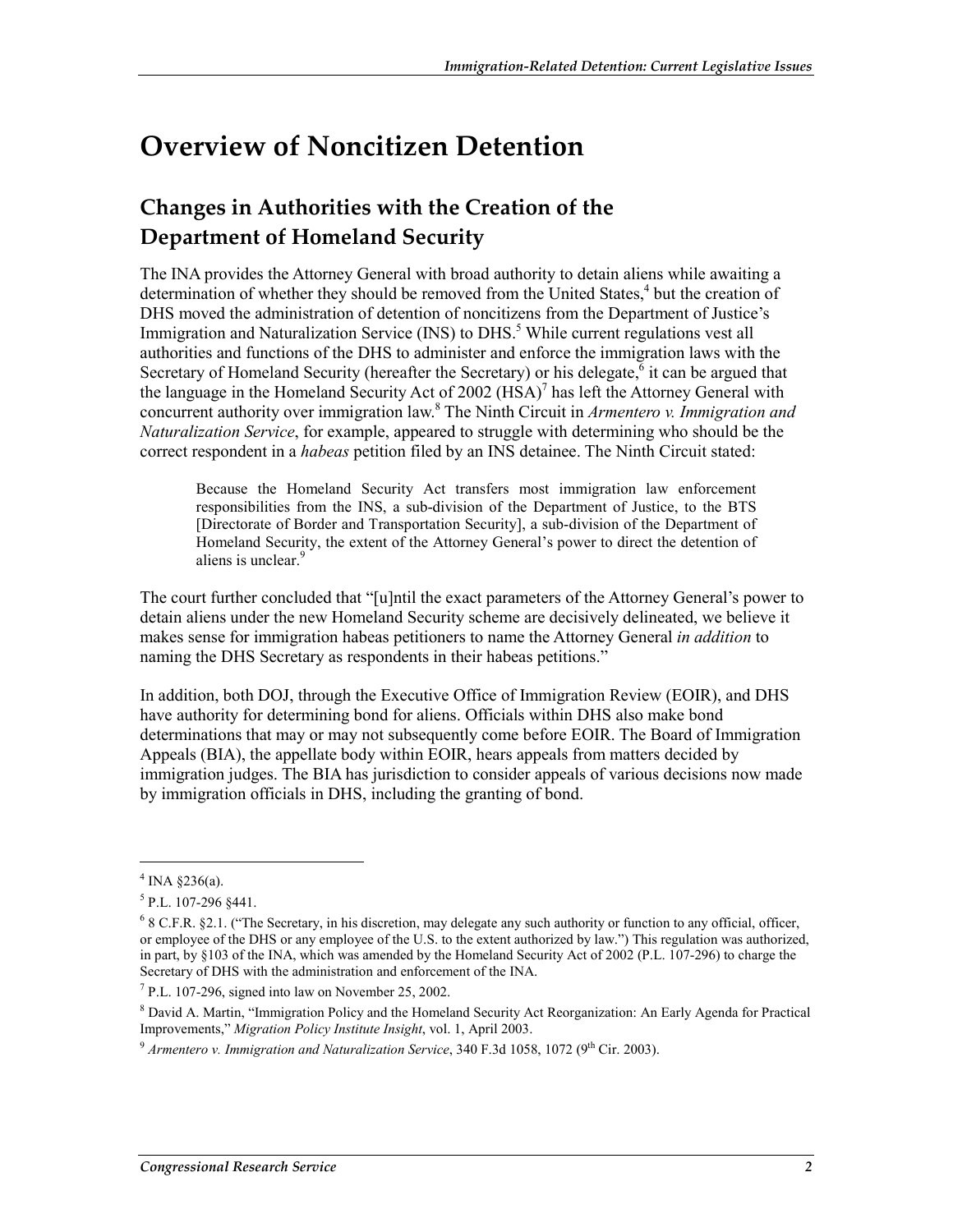# Overview of Noncitizen Detention

## Changes in Authorities with the Creation of the Department of Homeland Security

The INA provides the Attorney General with broad authority to detain aliens while awaiting a determination of whether they should be removed from the United States,[4] but the creation of DHS moved the administration of detention of noncitizens from the Department of Justice's Immigration and Naturalization Service (INS) to DHS.[5] While current regulations vest all authorities and functions of the DHS to administer and enforce the immigration laws with the Secretary of Homeland Security (hereafter the Secretary) or his delegate,[6] it can be argued that the language in the Homeland Security Act of 2002 (HSA)[7] has left the Attorney General with concurrent authority over immigration law.[8] The Ninth Circuit in *Armentero v. Immigration and Naturalization Service*, for example, appeared to struggle with determining who should be the correct respondent in a *habeas* petition filed by an INS detainee. The Ninth Circuit stated:

> Because the Homeland Security Act transfers most immigration law enforcement responsibilities from the INS, a sub-division of the Department of Justice, to the BTS [Directorate of Border and Transportation Security], a sub-division of the Department of Homeland Security, the extent of the Attorney General's power to direct the detention of aliens is unclear.[9]

The court further concluded that "[u]ntil the exact parameters of the Attorney General's power to detain aliens under the new Homeland Security scheme are decisively delineated, we believe it makes sense for immigration habeas petitioners to name the Attorney General *in addition* to naming the DHS Secretary as respondents in their habeas petitions."

In addition, both DOJ, through the Executive Office of Immigration Review (EOIR), and DHS have authority for determining bond for aliens. Officials within DHS also make bond determinations that may or may not subsequently come before EOIR. The Board of Immigration Appeals (BIA), the appellate body within EOIR, hears appeals from matters decided by immigration judges. The BIA has jurisdiction to consider appeals of various decisions now made by immigration officials in DHS, including the granting of bond.

---

[4] INA §236(a).

[5] P.L. 107-296 §441.

[6] 8 C.F.R. §2.1. ("The Secretary, in his discretion, may delegate any such authority or function to any official, officer, or employee of the DHS or any employee of the U.S. to the extent authorized by law.") This regulation was authorized, in part, by §103 of the INA, which was amended by the Homeland Security Act of 2002 (P.L. 107-296) to charge the Secretary of DHS with the administration and enforcement of the INA.

[7] P.L. 107-296, signed into law on November 25, 2002.

[8] David A. Martin, "Immigration Policy and the Homeland Security Act Reorganization: An Early Agenda for Practical Improvements," *Migration Policy Institute Insight*, vol. 1, April 2003.

[9] *Armentero v. Immigration and Naturalization Service*, 340 F.3d 1058, 1072 (9th Cir. 2003).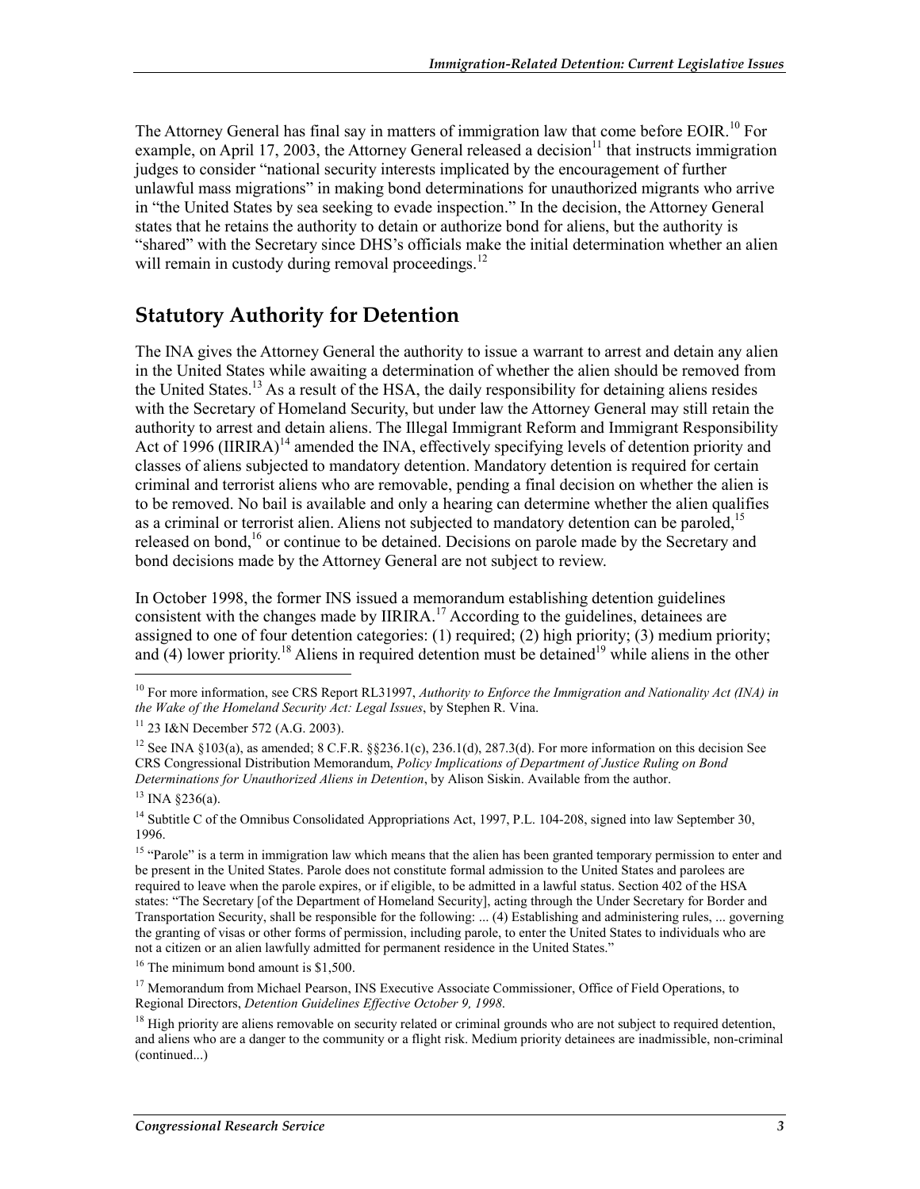The Attorney General has final say in matters of immigration law that come before EOIR.[10] For example, on April 17, 2003, the Attorney General released a decision[11] that instructs immigration judges to consider "national security interests implicated by the encouragement of further unlawful mass migrations" in making bond determinations for unauthorized migrants who arrive in "the United States by sea seeking to evade inspection." In the decision, the Attorney General states that he retains the authority to detain or authorize bond for aliens, but the authority is "shared" with the Secretary since DHS's officials make the initial determination whether an alien will remain in custody during removal proceedings.[12]

## Statutory Authority for Detention

The INA gives the Attorney General the authority to issue a warrant to arrest and detain any alien in the United States while awaiting a determination of whether the alien should be removed from the United States.[13] As a result of the HSA, the daily responsibility for detaining aliens resides with the Secretary of Homeland Security, but under law the Attorney General may still retain the authority to arrest and detain aliens. The Illegal Immigrant Reform and Immigrant Responsibility Act of 1996 (IIRIRA)[14] amended the INA, effectively specifying levels of detention priority and classes of aliens subjected to mandatory detention. Mandatory detention is required for certain criminal and terrorist aliens who are removable, pending a final decision on whether the alien is to be removed. No bail is available and only a hearing can determine whether the alien qualifies as a criminal or terrorist alien. Aliens not subjected to mandatory detention can be paroled,[15] released on bond,[16] or continue to be detained. Decisions on parole made by the Secretary and bond decisions made by the Attorney General are not subject to review.

In October 1998, the former INS issued a memorandum establishing detention guidelines consistent with the changes made by IIRIRA.[17] According to the guidelines, detainees are assigned to one of four detention categories: (1) required; (2) high priority; (3) medium priority; and (4) lower priority.[18] Aliens in required detention must be detained[19] while aliens in the other

---

[10] For more information, see CRS Report RL31997, *Authority to Enforce the Immigration and Nationality Act (INA) in the Wake of the Homeland Security Act: Legal Issues*, by Stephen R. Vina.

[11] 23 I&N December 572 (A.G. 2003).

[12] See INA §103(a), as amended; 8 C.F.R. §§236.1(c), 236.1(d), 287.3(d). For more information on this decision See CRS Congressional Distribution Memorandum, *Policy Implications of Department of Justice Ruling on Bond Determinations for Unauthorized Aliens in Detention*, by Alison Siskin. Available from the author.

[13] INA §236(a).

[14] Subtitle C of the Omnibus Consolidated Appropriations Act, 1997, P.L. 104-208, signed into law September 30, 1996.

[15] "Parole" is a term in immigration law which means that the alien has been granted temporary permission to enter and be present in the United States. Parole does not constitute formal admission to the United States and parolees are required to leave when the parole expires, or if eligible, to be admitted in a lawful status. Section 402 of the HSA states: "The Secretary [of the Department of Homeland Security], acting through the Under Secretary for Border and Transportation Security, shall be responsible for the following: ... (4) Establishing and administering rules, ... governing the granting of visas or other forms of permission, including parole, to enter the United States to individuals who are not a citizen or an alien lawfully admitted for permanent residence in the United States."

[16] The minimum bond amount is $1,500.

[17] Memorandum from Michael Pearson, INS Executive Associate Commissioner, Office of Field Operations, to Regional Directors, *Detention Guidelines Effective October 9, 1998*.

[18] High priority are aliens removable on security related or criminal grounds who are not subject to required detention, and aliens who are a danger to the community or a flight risk. Medium priority detainees are inadmissible, non-criminal (continued...)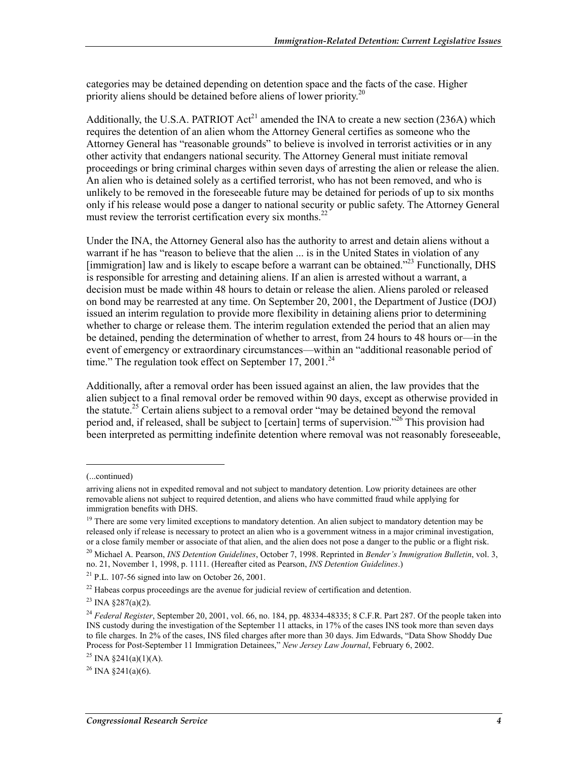categories may be detained depending on detention space and the facts of the case. Higher priority aliens should be detained before aliens of lower priority.[20]

Additionally, the U.S.A. PATRIOT Act[21] amended the INA to create a new section (236A) which requires the detention of an alien whom the Attorney General certifies as someone who the Attorney General has "reasonable grounds" to believe is involved in terrorist activities or in any other activity that endangers national security. The Attorney General must initiate removal proceedings or bring criminal charges within seven days of arresting the alien or release the alien. An alien who is detained solely as a certified terrorist, who has not been removed, and who is unlikely to be removed in the foreseeable future may be detained for periods of up to six months only if his release would pose a danger to national security or public safety. The Attorney General must review the terrorist certification every six months.[22]

Under the INA, the Attorney General also has the authority to arrest and detain aliens without a warrant if he has "reason to believe that the alien ... is in the United States in violation of any [immigration] law and is likely to escape before a warrant can be obtained."[23] Functionally, DHS is responsible for arresting and detaining aliens. If an alien is arrested without a warrant, a decision must be made within 48 hours to detain or release the alien. Aliens paroled or released on bond may be rearrested at any time. On September 20, 2001, the Department of Justice (DOJ) issued an interim regulation to provide more flexibility in detaining aliens prior to determining whether to charge or release them. The interim regulation extended the period that an alien may be detained, pending the determination of whether to arrest, from 24 hours to 48 hours or—in the event of emergency or extraordinary circumstances—within an "additional reasonable period of time." The regulation took effect on September 17, 2001.[24]

Additionally, after a removal order has been issued against an alien, the law provides that the alien subject to a final removal order be removed within 90 days, except as otherwise provided in the statute.[25] Certain aliens subject to a removal order "may be detained beyond the removal period and, if released, shall be subject to [certain] terms of supervision."[26] This provision had been interpreted as permitting indefinite detention where removal was not reasonably foreseeable,

---

(...continued)

arriving aliens not in expedited removal and not subject to mandatory detention. Low priority detainees are other removable aliens not subject to required detention, and aliens who have committed fraud while applying for immigration benefits with DHS.

[19] There are some very limited exceptions to mandatory detention. An alien subject to mandatory detention may be released only if release is necessary to protect an alien who is a government witness in a major criminal investigation, or a close family member or associate of that alien, and the alien does not pose a danger to the public or a flight risk.

[20] Michael A. Pearson, *INS Detention Guidelines*, October 7, 1998. Reprinted in *Bender's Immigration Bulletin*, vol. 3, no. 21, November 1, 1998, p. 1111. (Hereafter cited as Pearson, *INS Detention Guidelines*.)

[21] P.L. 107-56 signed into law on October 26, 2001.

[22] Habeas corpus proceedings are the avenue for judicial review of certification and detention.

[23] INA §287(a)(2).

[24] *Federal Register*, September 20, 2001, vol. 66, no. 184, pp. 48334-48335; 8 C.F.R. Part 287. Of the people taken into INS custody during the investigation of the September 11 attacks, in 17% of the cases INS took more than seven days to file charges. In 2% of the cases, INS filed charges after more than 30 days. Jim Edwards, "Data Show Shoddy Due Process for Post-September 11 Immigration Detainees," *New Jersey Law Journal*, February 6, 2002.

[25] INA §241(a)(1)(A).

[26] INA §241(a)(6).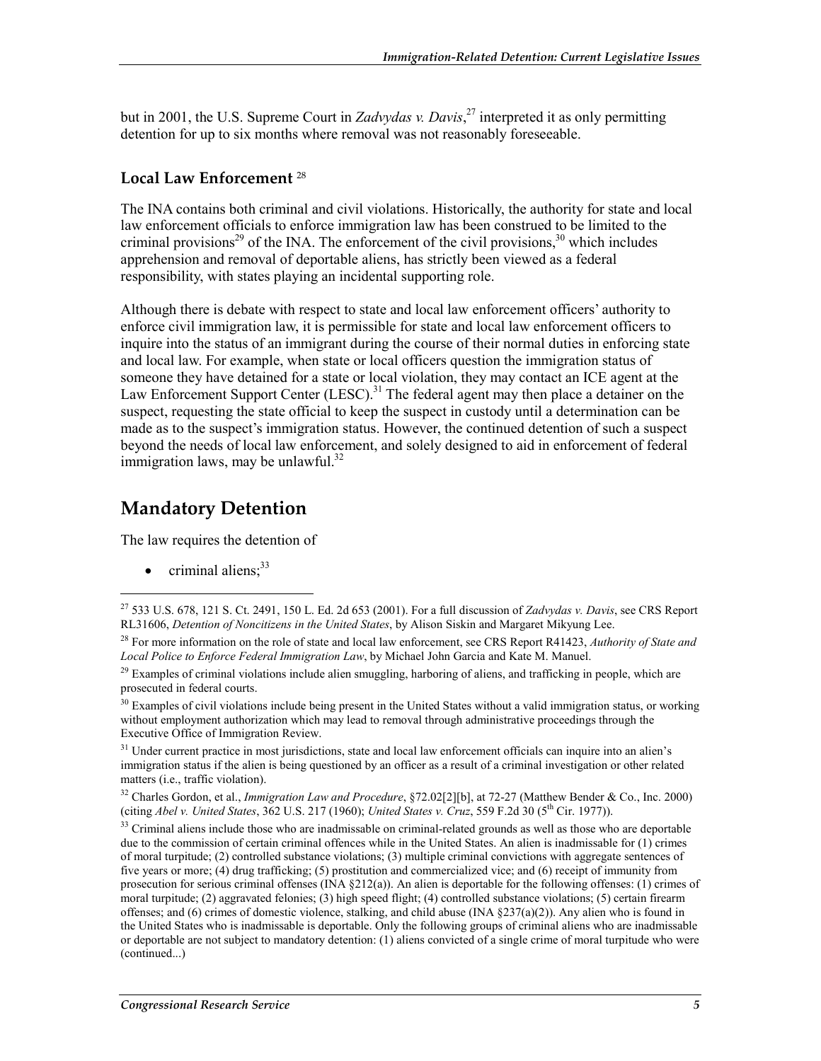but in 2001, the U.S. Supreme Court in *Zadvydas v. Davis*,[27] interpreted it as only permitting detention for up to six months where removal was not reasonably foreseeable.

### Local Law Enforcement [28]

The INA contains both criminal and civil violations. Historically, the authority for state and local law enforcement officials to enforce immigration law has been construed to be limited to the criminal provisions[29] of the INA. The enforcement of the civil provisions,[30] which includes apprehension and removal of deportable aliens, has strictly been viewed as a federal responsibility, with states playing an incidental supporting role.

Although there is debate with respect to state and local law enforcement officers' authority to enforce civil immigration law, it is permissible for state and local law enforcement officers to inquire into the status of an immigrant during the course of their normal duties in enforcing state and local law. For example, when state or local officers question the immigration status of someone they have detained for a state or local violation, they may contact an ICE agent at the Law Enforcement Support Center (LESC).[31] The federal agent may then place a detainer on the suspect, requesting the state official to keep the suspect in custody until a determination can be made as to the suspect's immigration status. However, the continued detention of such a suspect beyond the needs of local law enforcement, and solely designed to aid in enforcement of federal immigration laws, may be unlawful.[32]

## Mandatory Detention

The law requires the detention of

- criminal aliens;[33]

---

[27] 533 U.S. 678, 121 S. Ct. 2491, 150 L. Ed. 2d 653 (2001). For a full discussion of *Zadvydas v. Davis*, see CRS Report RL31606, *Detention of Noncitizens in the United States*, by Alison Siskin and Margaret Mikyung Lee.

[28] For more information on the role of state and local law enforcement, see CRS Report R41423, *Authority of State and Local Police to Enforce Federal Immigration Law*, by Michael John Garcia and Kate M. Manuel.

[29] Examples of criminal violations include alien smuggling, harboring of aliens, and trafficking in people, which are prosecuted in federal courts.

[30] Examples of civil violations include being present in the United States without a valid immigration status, or working without employment authorization which may lead to removal through administrative proceedings through the Executive Office of Immigration Review.

[31] Under current practice in most jurisdictions, state and local law enforcement officials can inquire into an alien's immigration status if the alien is being questioned by an officer as a result of a criminal investigation or other related matters (i.e., traffic violation).

[32] Charles Gordon, et al., *Immigration Law and Procedure*, §72.02[2][b], at 72-27 (Matthew Bender & Co., Inc. 2000) (citing *Abel v. United States*, 362 U.S. 217 (1960); *United States v. Cruz*, 559 F.2d 30 (5th Cir. 1977)).

[33] Criminal aliens include those who are inadmissable on criminal-related grounds as well as those who are deportable due to the commission of certain criminal offences while in the United States. An alien is inadmissable for (1) crimes of moral turpitude; (2) controlled substance violations; (3) multiple criminal convictions with aggregate sentences of five years or more; (4) drug trafficking; (5) prostitution and commercialized vice; and (6) receipt of immunity from prosecution for serious criminal offenses (INA §212(a)). An alien is deportable for the following offenses: (1) crimes of moral turpitude; (2) aggravated felonies; (3) high speed flight; (4) controlled substance violations; (5) certain firearm offenses; and (6) crimes of domestic violence, stalking, and child abuse (INA §237(a)(2)). Any alien who is found in the United States who is inadmissable is deportable. Only the following groups of criminal aliens who are inadmissable or deportable are not subject to mandatory detention: (1) aliens convicted of a single crime of moral turpitude who were (continued...)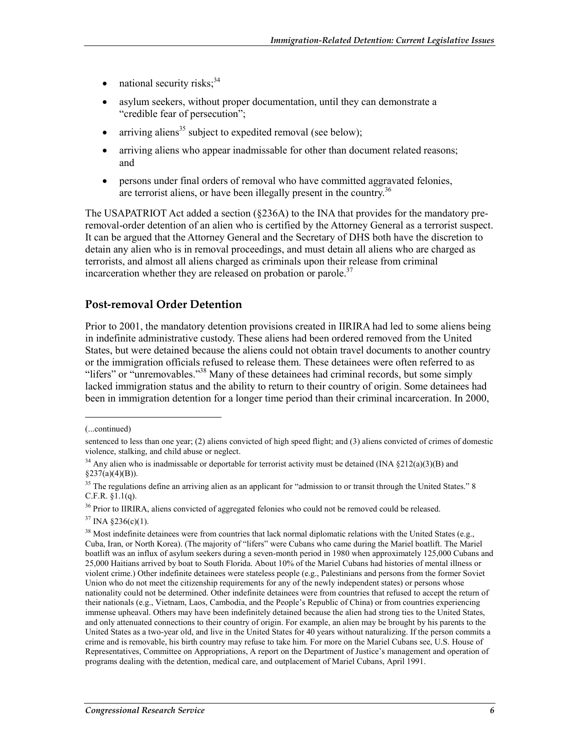- national security risks;[34]
- asylum seekers, without proper documentation, until they can demonstrate a "credible fear of persecution";
- arriving aliens[35] subject to expedited removal (see below);
- arriving aliens who appear inadmissable for other than document related reasons; and
- persons under final orders of removal who have committed aggravated felonies, are terrorist aliens, or have been illegally present in the country.[36]

The USAPATRIOT Act added a section (§236A) to the INA that provides for the mandatory pre-removal-order detention of an alien who is certified by the Attorney General as a terrorist suspect. It can be argued that the Attorney General and the Secretary of DHS both have the discretion to detain any alien who is in removal proceedings, and must detain all aliens who are charged as terrorists, and almost all aliens charged as criminals upon their release from criminal incarceration whether they are released on probation or parole.[37]

## Post-removal Order Detention

Prior to 2001, the mandatory detention provisions created in IIRIRA had led to some aliens being in indefinite administrative custody. These aliens had been ordered removed from the United States, but were detained because the aliens could not obtain travel documents to another country or the immigration officials refused to release them. These detainees were often referred to as "lifers" or "unremovables."[38] Many of these detainees had criminal records, but some simply lacked immigration status and the ability to return to their country of origin. Some detainees had been in immigration detention for a longer time period than their criminal incarceration. In 2000,

---

(...continued)

sentenced to less than one year; (2) aliens convicted of high speed flight; and (3) aliens convicted of crimes of domestic violence, stalking, and child abuse or neglect.

[34] Any alien who is inadmissable or deportable for terrorist activity must be detained (INA §212(a)(3)(B) and §237(a)(4)(B)).

[35] The regulations define an arriving alien as an applicant for "admission to or transit through the United States." 8 C.F.R. §1.1(q).

[36] Prior to IIRIRA, aliens convicted of aggregated felonies who could not be removed could be released.

[37] INA §236(c)(1).

[38] Most indefinite detainees were from countries that lack normal diplomatic relations with the United States (e.g., Cuba, Iran, or North Korea). (The majority of "lifers" were Cubans who came during the Mariel boatlift. The Mariel boatlift was an influx of asylum seekers during a seven-month period in 1980 when approximately 125,000 Cubans and 25,000 Haitians arrived by boat to South Florida. About 10% of the Mariel Cubans had histories of mental illness or violent crime.) Other indefinite detainees were stateless people (e.g., Palestinians and persons from the former Soviet Union who do not meet the citizenship requirements for any of the newly independent states) or persons whose nationality could not be determined. Other indefinite detainees were from countries that refused to accept the return of their nationals (e.g., Vietnam, Laos, Cambodia, and the People's Republic of China) or from countries experiencing immense upheaval. Others may have been indefinitely detained because the alien had strong ties to the United States, and only attenuated connections to their country of origin. For example, an alien may be brought by his parents to the United States as a two-year old, and live in the United States for 40 years without naturalizing. If the person commits a crime and is removable, his birth country may refuse to take him. For more on the Mariel Cubans see, U.S. House of Representatives, Committee on Appropriations, A report on the Department of Justice's management and operation of programs dealing with the detention, medical care, and outplacement of Mariel Cubans, April 1991.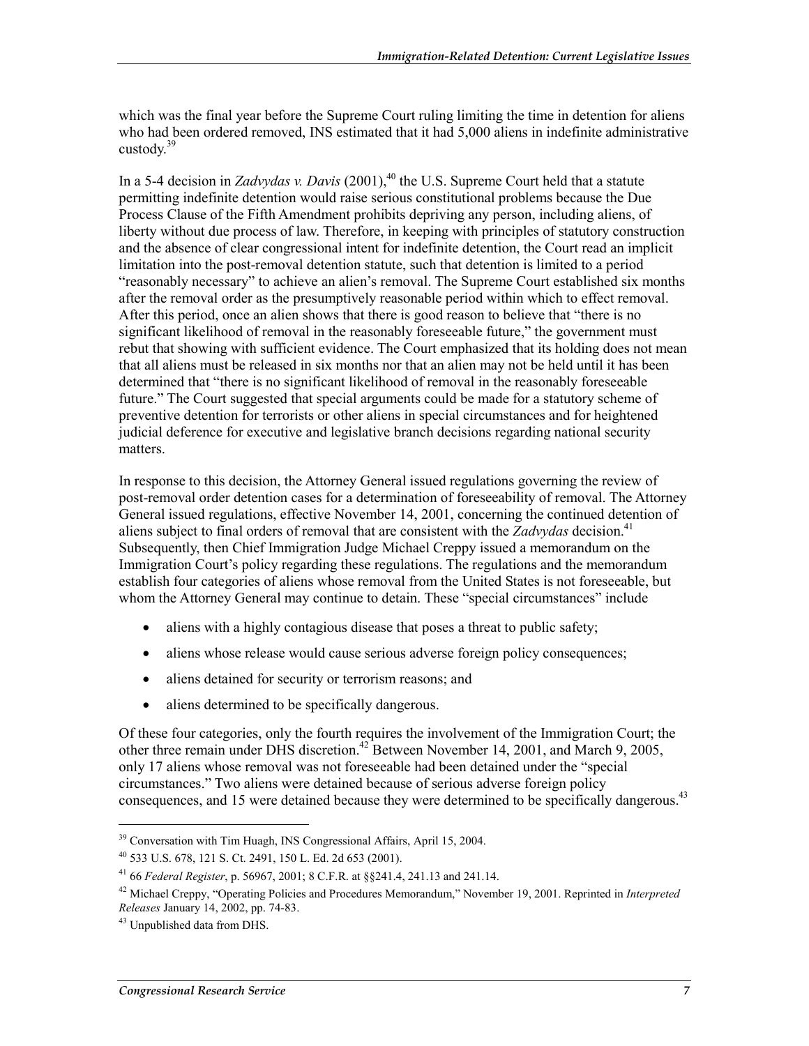which was the final year before the Supreme Court ruling limiting the time in detention for aliens who had been ordered removed, INS estimated that it had 5,000 aliens in indefinite administrative custody.[39]

In a 5-4 decision in *Zadvydas v. Davis* (2001),[40] the U.S. Supreme Court held that a statute permitting indefinite detention would raise serious constitutional problems because the Due Process Clause of the Fifth Amendment prohibits depriving any person, including aliens, of liberty without due process of law. Therefore, in keeping with principles of statutory construction and the absence of clear congressional intent for indefinite detention, the Court read an implicit limitation into the post-removal detention statute, such that detention is limited to a period "reasonably necessary" to achieve an alien's removal. The Supreme Court established six months after the removal order as the presumptively reasonable period within which to effect removal. After this period, once an alien shows that there is good reason to believe that "there is no significant likelihood of removal in the reasonably foreseeable future," the government must rebut that showing with sufficient evidence. The Court emphasized that its holding does not mean that all aliens must be released in six months nor that an alien may not be held until it has been determined that "there is no significant likelihood of removal in the reasonably foreseeable future." The Court suggested that special arguments could be made for a statutory scheme of preventive detention for terrorists or other aliens in special circumstances and for heightened judicial deference for executive and legislative branch decisions regarding national security matters.

In response to this decision, the Attorney General issued regulations governing the review of post-removal order detention cases for a determination of foreseeability of removal. The Attorney General issued regulations, effective November 14, 2001, concerning the continued detention of aliens subject to final orders of removal that are consistent with the *Zadvydas* decision.[41] Subsequently, then Chief Immigration Judge Michael Creppy issued a memorandum on the Immigration Court's policy regarding these regulations. The regulations and the memorandum establish four categories of aliens whose removal from the United States is not foreseeable, but whom the Attorney General may continue to detain. These "special circumstances" include

- aliens with a highly contagious disease that poses a threat to public safety;
- aliens whose release would cause serious adverse foreign policy consequences;
- aliens detained for security or terrorism reasons; and
- aliens determined to be specifically dangerous.

Of these four categories, only the fourth requires the involvement of the Immigration Court; the other three remain under DHS discretion.[42] Between November 14, 2001, and March 9, 2005, only 17 aliens whose removal was not foreseeable had been detained under the "special circumstances." Two aliens were detained because of serious adverse foreign policy consequences, and 15 were detained because they were determined to be specifically dangerous.[43]

---

[39] Conversation with Tim Huagh, INS Congressional Affairs, April 15, 2004.

[40] 533 U.S. 678, 121 S. Ct. 2491, 150 L. Ed. 2d 653 (2001).

[41] 66 *Federal Register*, p. 56967, 2001; 8 C.F.R. at §§241.4, 241.13 and 241.14.

[42] Michael Creppy, "Operating Policies and Procedures Memorandum," November 19, 2001. Reprinted in *Interpreted Releases* January 14, 2002, pp. 74-83.

[43] Unpublished data from DHS.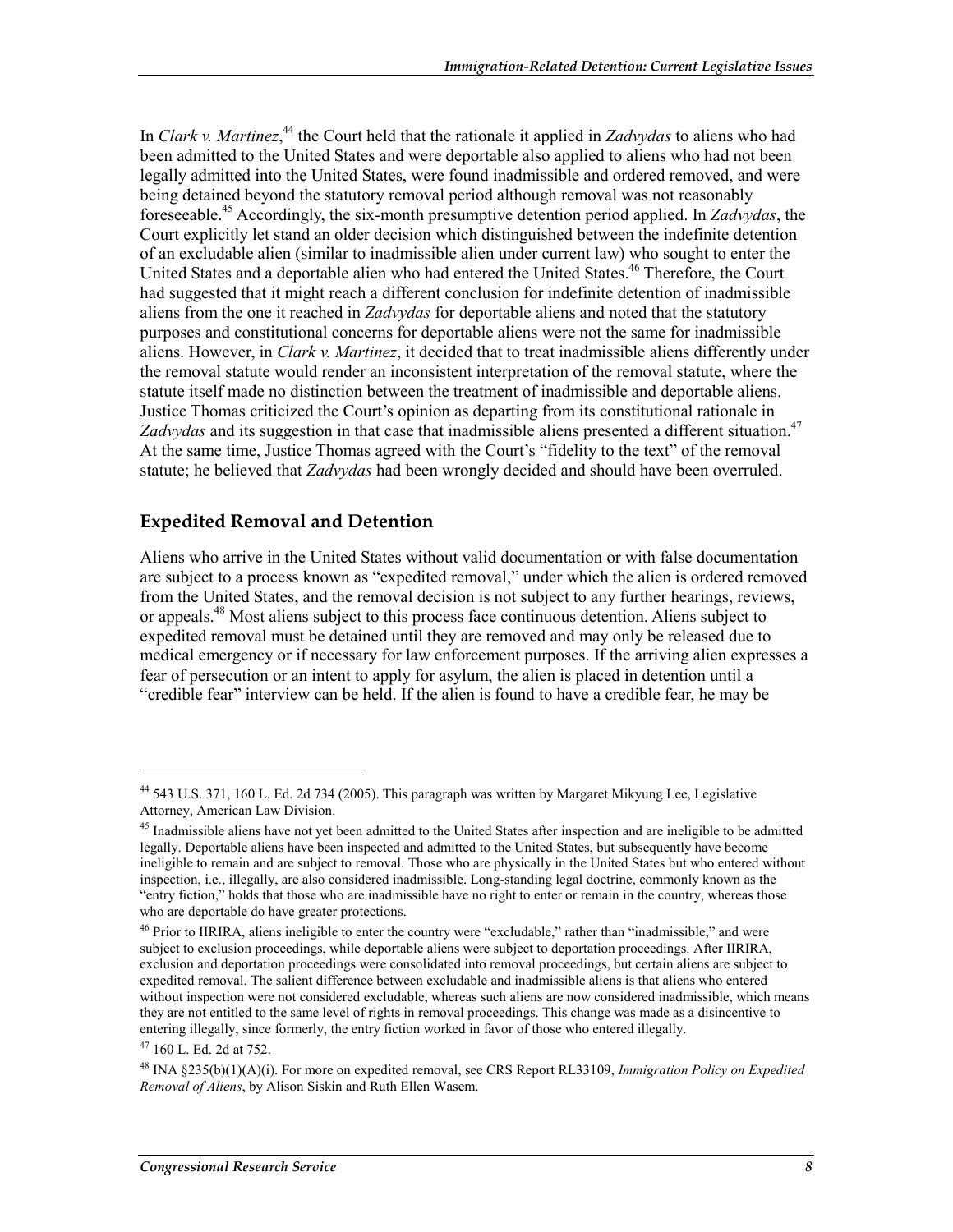In *Clark v. Martinez*,[44] the Court held that the rationale it applied in *Zadvydas* to aliens who had been admitted to the United States and were deportable also applied to aliens who had not been legally admitted into the United States, were found inadmissible and ordered removed, and were being detained beyond the statutory removal period although removal was not reasonably foreseeable.[45] Accordingly, the six-month presumptive detention period applied. In *Zadvydas*, the Court explicitly let stand an older decision which distinguished between the indefinite detention of an excludable alien (similar to inadmissible alien under current law) who sought to enter the United States and a deportable alien who had entered the United States.[46] Therefore, the Court had suggested that it might reach a different conclusion for indefinite detention of inadmissible aliens from the one it reached in *Zadvydas* for deportable aliens and noted that the statutory purposes and constitutional concerns for deportable aliens were not the same for inadmissible aliens. However, in *Clark v. Martinez*, it decided that to treat inadmissible aliens differently under the removal statute would render an inconsistent interpretation of the removal statute, where the statute itself made no distinction between the treatment of inadmissible and deportable aliens. Justice Thomas criticized the Court's opinion as departing from its constitutional rationale in *Zadvydas* and its suggestion in that case that inadmissible aliens presented a different situation.[47] At the same time, Justice Thomas agreed with the Court's "fidelity to the text" of the removal statute; he believed that *Zadvydas* had been wrongly decided and should have been overruled.

## Expedited Removal and Detention

Aliens who arrive in the United States without valid documentation or with false documentation are subject to a process known as "expedited removal," under which the alien is ordered removed from the United States, and the removal decision is not subject to any further hearings, reviews, or appeals.[48] Most aliens subject to this process face continuous detention. Aliens subject to expedited removal must be detained until they are removed and may only be released due to medical emergency or if necessary for law enforcement purposes. If the arriving alien expresses a fear of persecution or an intent to apply for asylum, the alien is placed in detention until a "credible fear" interview can be held. If the alien is found to have a credible fear, he may be

---

[44] 543 U.S. 371, 160 L. Ed. 2d 734 (2005). This paragraph was written by Margaret Mikyung Lee, Legislative Attorney, American Law Division.

[45] Inadmissible aliens have not yet been admitted to the United States after inspection and are ineligible to be admitted legally. Deportable aliens have been inspected and admitted to the United States, but subsequently have become ineligible to remain and are subject to removal. Those who are physically in the United States but who entered without inspection, i.e., illegally, are also considered inadmissible. Long-standing legal doctrine, commonly known as the "entry fiction," holds that those who are inadmissible have no right to enter or remain in the country, whereas those who are deportable do have greater protections.

[46] Prior to IIRIRA, aliens ineligible to enter the country were "excludable," rather than "inadmissible," and were subject to exclusion proceedings, while deportable aliens were subject to deportation proceedings. After IIRIRA, exclusion and deportation proceedings were consolidated into removal proceedings, but certain aliens are subject to expedited removal. The salient difference between excludable and inadmissible aliens is that aliens who entered without inspection were not considered excludable, whereas such aliens are now considered inadmissible, which means they are not entitled to the same level of rights in removal proceedings. This change was made as a disincentive to entering illegally, since formerly, the entry fiction worked in favor of those who entered illegally.

[47] 160 L. Ed. 2d at 752.

[48] INA §235(b)(1)(A)(i). For more on expedited removal, see CRS Report RL33109, *Immigration Policy on Expedited Removal of Aliens*, by Alison Siskin and Ruth Ellen Wasem.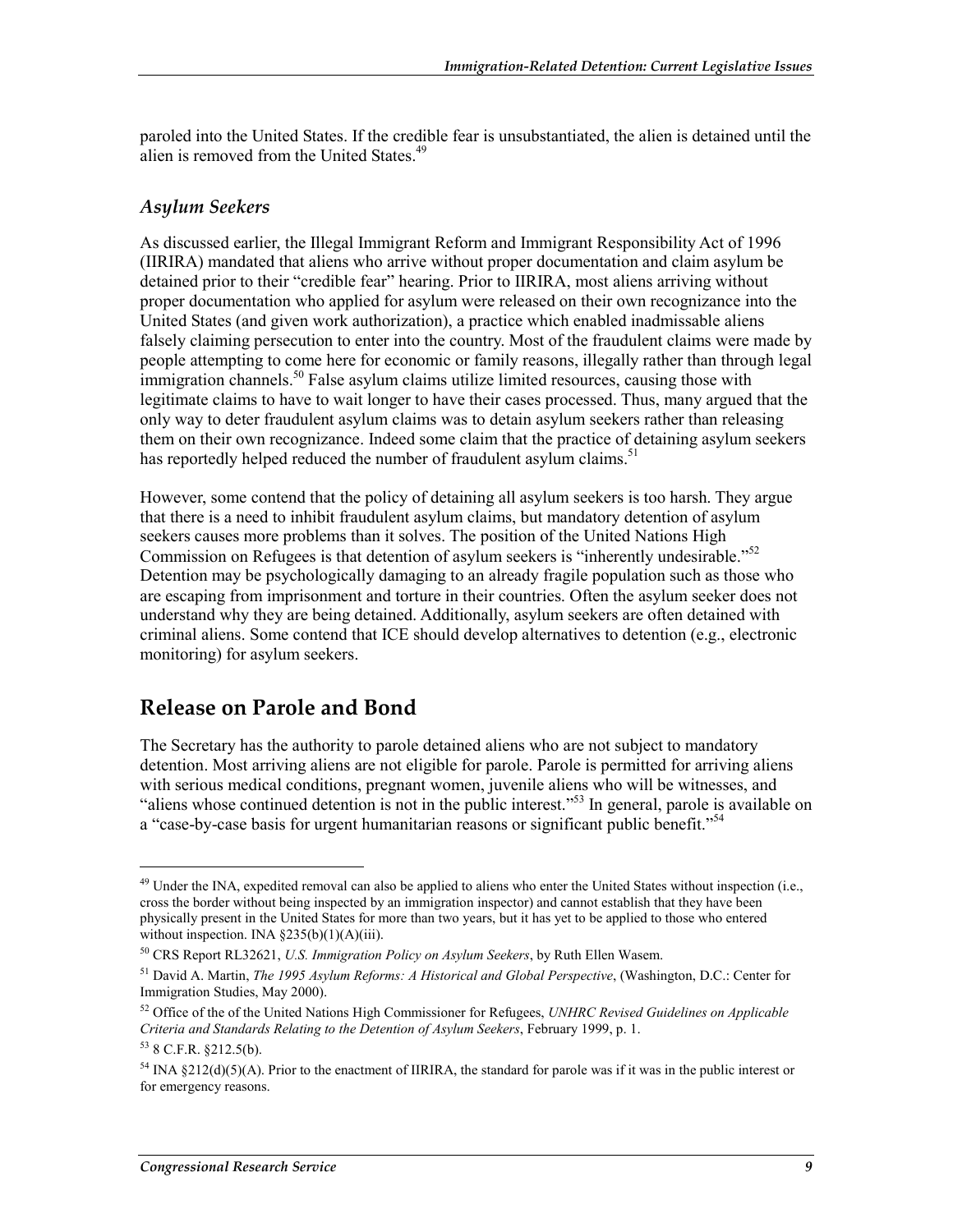paroled into the United States. If the credible fear is unsubstantiated, the alien is detained until the alien is removed from the United States.[49]

### *Asylum Seekers*

As discussed earlier, the Illegal Immigrant Reform and Immigrant Responsibility Act of 1996 (IIRIRA) mandated that aliens who arrive without proper documentation and claim asylum be detained prior to their "credible fear" hearing. Prior to IIRIRA, most aliens arriving without proper documentation who applied for asylum were released on their own recognizance into the United States (and given work authorization), a practice which enabled inadmissable aliens falsely claiming persecution to enter into the country. Most of the fraudulent claims were made by people attempting to come here for economic or family reasons, illegally rather than through legal immigration channels.[50] False asylum claims utilize limited resources, causing those with legitimate claims to have to wait longer to have their cases processed. Thus, many argued that the only way to deter fraudulent asylum claims was to detain asylum seekers rather than releasing them on their own recognizance. Indeed some claim that the practice of detaining asylum seekers has reportedly helped reduced the number of fraudulent asylum claims.[51]

However, some contend that the policy of detaining all asylum seekers is too harsh. They argue that there is a need to inhibit fraudulent asylum claims, but mandatory detention of asylum seekers causes more problems than it solves. The position of the United Nations High Commission on Refugees is that detention of asylum seekers is "inherently undesirable."[52] Detention may be psychologically damaging to an already fragile population such as those who are escaping from imprisonment and torture in their countries. Often the asylum seeker does not understand why they are being detained. Additionally, asylum seekers are often detained with criminal aliens. Some contend that ICE should develop alternatives to detention (e.g., electronic monitoring) for asylum seekers.

## Release on Parole and Bond

The Secretary has the authority to parole detained aliens who are not subject to mandatory detention. Most arriving aliens are not eligible for parole. Parole is permitted for arriving aliens with serious medical conditions, pregnant women, juvenile aliens who will be witnesses, and "aliens whose continued detention is not in the public interest."[53] In general, parole is available on a "case-by-case basis for urgent humanitarian reasons or significant public benefit."[54]

---

[49] Under the INA, expedited removal can also be applied to aliens who enter the United States without inspection (i.e., cross the border without being inspected by an immigration inspector) and cannot establish that they have been physically present in the United States for more than two years, but it has yet to be applied to those who entered without inspection. INA §235(b)(1)(A)(iii).

[50] CRS Report RL32621, *U.S. Immigration Policy on Asylum Seekers*, by Ruth Ellen Wasem.

[51] David A. Martin, *The 1995 Asylum Reforms: A Historical and Global Perspective*, (Washington, D.C.: Center for Immigration Studies, May 2000).

[52] Office of the of the United Nations High Commissioner for Refugees, *UNHRC Revised Guidelines on Applicable Criteria and Standards Relating to the Detention of Asylum Seekers*, February 1999, p. 1.

[53] 8 C.F.R. §212.5(b).

[54] INA §212(d)(5)(A). Prior to the enactment of IIRIRA, the standard for parole was if it was in the public interest or for emergency reasons.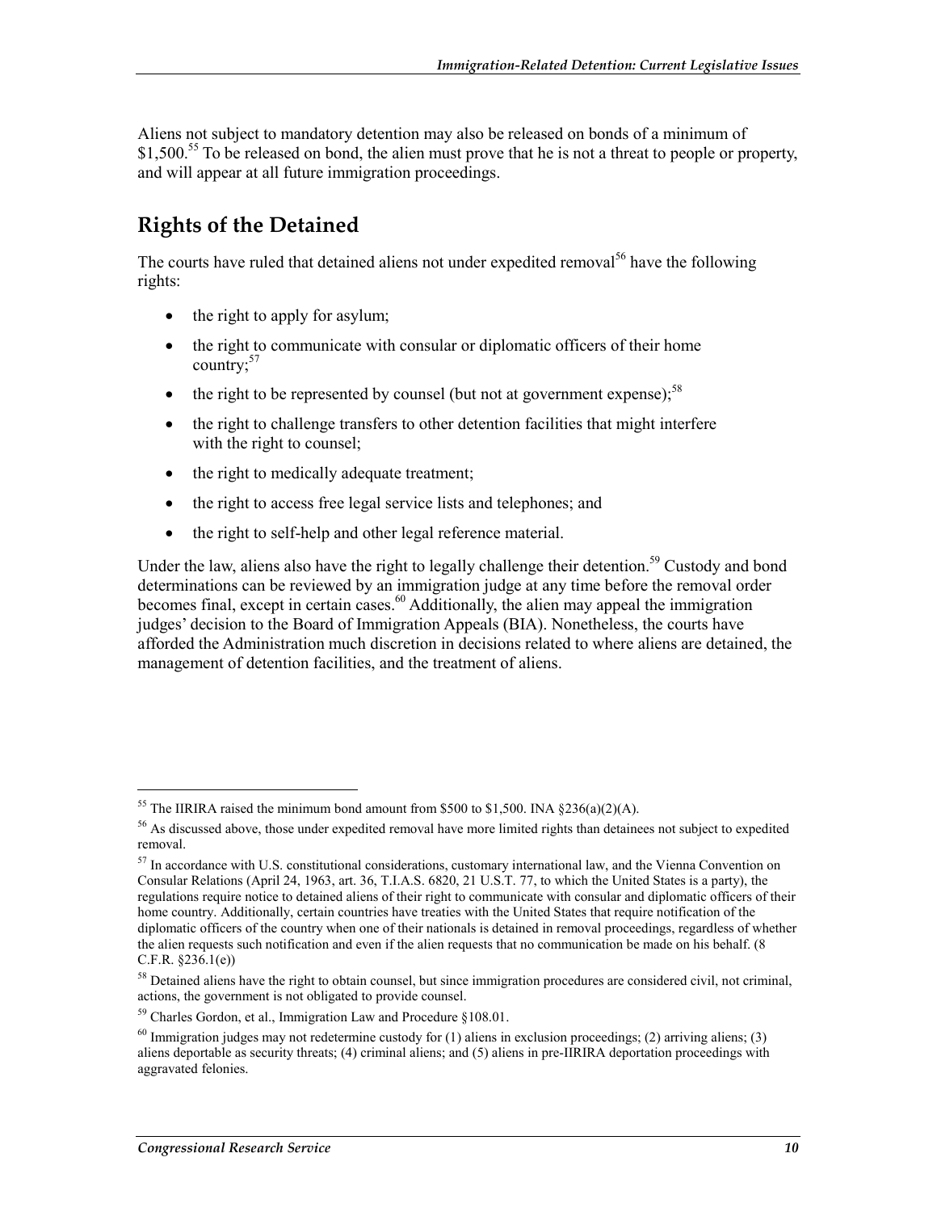Aliens not subject to mandatory detention may also be released on bonds of a minimum of $1,500.[55] To be released on bond, the alien must prove that he is not a threat to people or property, and will appear at all future immigration proceedings.

## Rights of the Detained

The courts have ruled that detained aliens not under expedited removal[56] have the following rights:

- the right to apply for asylum;
- the right to communicate with consular or diplomatic officers of their home country;[57]
- the right to be represented by counsel (but not at government expense);[58]
- the right to challenge transfers to other detention facilities that might interfere with the right to counsel;
- the right to medically adequate treatment;
- the right to access free legal service lists and telephones; and
- the right to self-help and other legal reference material.

Under the law, aliens also have the right to legally challenge their detention.[59] Custody and bond determinations can be reviewed by an immigration judge at any time before the removal order becomes final, except in certain cases.[60] Additionally, the alien may appeal the immigration judges' decision to the Board of Immigration Appeals (BIA). Nonetheless, the courts have afforded the Administration much discretion in decisions related to where aliens are detained, the management of detention facilities, and the treatment of aliens.

---

[55] The IIRIRA raised the minimum bond amount from $500 to $1,500. INA §236(a)(2)(A).

[56] As discussed above, those under expedited removal have more limited rights than detainees not subject to expedited removal.

[57] In accordance with U.S. constitutional considerations, customary international law, and the Vienna Convention on Consular Relations (April 24, 1963, art. 36, T.I.A.S. 6820, 21 U.S.T. 77, to which the United States is a party), the regulations require notice to detained aliens of their right to communicate with consular and diplomatic officers of their home country. Additionally, certain countries have treaties with the United States that require notification of the diplomatic officers of the country when one of their nationals is detained in removal proceedings, regardless of whether the alien requests such notification and even if the alien requests that no communication be made on his behalf. (8 C.F.R. §236.1(e))

[58] Detained aliens have the right to obtain counsel, but since immigration procedures are considered civil, not criminal, actions, the government is not obligated to provide counsel.

[59] Charles Gordon, et al., Immigration Law and Procedure §108.01.

[60] Immigration judges may not redetermine custody for (1) aliens in exclusion proceedings; (2) arriving aliens; (3) aliens deportable as security threats; (4) criminal aliens; and (5) aliens in pre-IIRIRA deportation proceedings with aggravated felonies.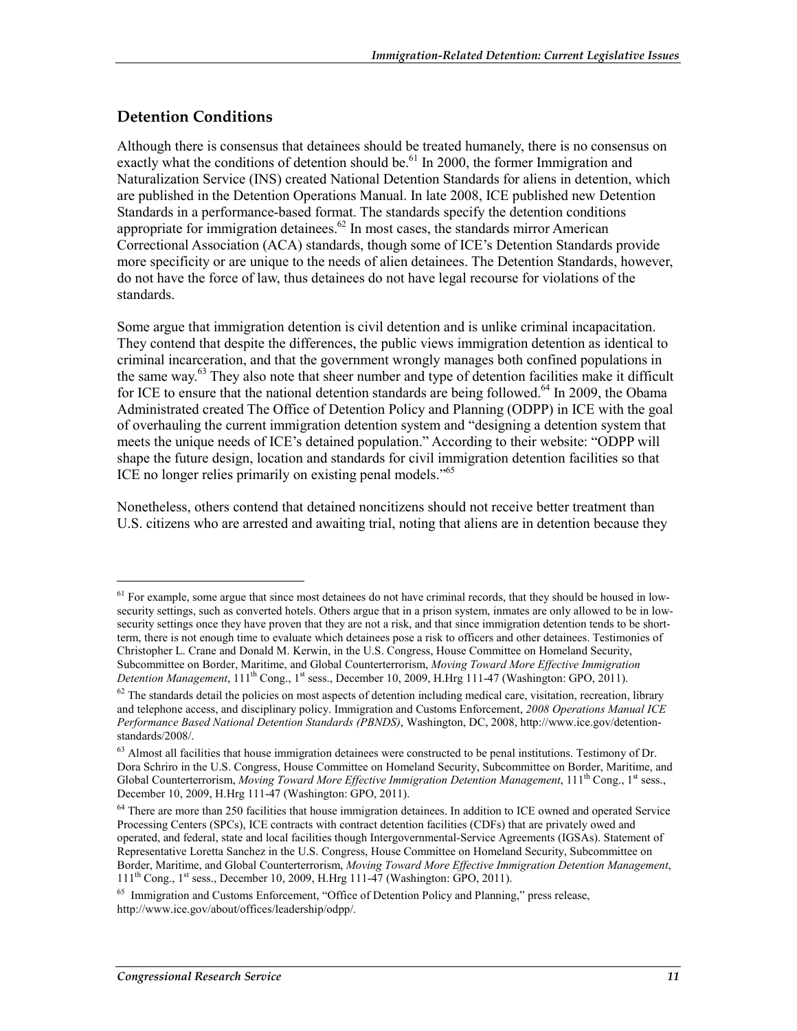## Detention Conditions

Although there is consensus that detainees should be treated humanely, there is no consensus on exactly what the conditions of detention should be.[61] In 2000, the former Immigration and Naturalization Service (INS) created National Detention Standards for aliens in detention, which are published in the Detention Operations Manual. In late 2008, ICE published new Detention Standards in a performance-based format. The standards specify the detention conditions appropriate for immigration detainees.[62] In most cases, the standards mirror American Correctional Association (ACA) standards, though some of ICE's Detention Standards provide more specificity or are unique to the needs of alien detainees. The Detention Standards, however, do not have the force of law, thus detainees do not have legal recourse for violations of the standards.

Some argue that immigration detention is civil detention and is unlike criminal incapacitation. They contend that despite the differences, the public views immigration detention as identical to criminal incarceration, and that the government wrongly manages both confined populations in the same way.[63] They also note that sheer number and type of detention facilities make it difficult for ICE to ensure that the national detention standards are being followed.[64] In 2009, the Obama Administrated created The Office of Detention Policy and Planning (ODPP) in ICE with the goal of overhauling the current immigration detention system and "designing a detention system that meets the unique needs of ICE's detained population." According to their website: "ODPP will shape the future design, location and standards for civil immigration detention facilities so that ICE no longer relies primarily on existing penal models."[65]

Nonetheless, others contend that detained noncitizens should not receive better treatment than U.S. citizens who are arrested and awaiting trial, noting that aliens are in detention because they

---

[61] For example, some argue that since most detainees do not have criminal records, that they should be housed in low-security settings, such as converted hotels. Others argue that in a prison system, inmates are only allowed to be in low-security settings once they have proven that they are not a risk, and that since immigration detention tends to be short-term, there is not enough time to evaluate which detainees pose a risk to officers and other detainees. Testimonies of Christopher L. Crane and Donald M. Kerwin, in the U.S. Congress, House Committee on Homeland Security, Subcommittee on Border, Maritime, and Global Counterterrorism, *Moving Toward More Effective Immigration Detention Management*, 111th Cong., 1st sess., December 10, 2009, H.Hrg 111-47 (Washington: GPO, 2011).

[62] The standards detail the policies on most aspects of detention including medical care, visitation, recreation, library and telephone access, and disciplinary policy. Immigration and Customs Enforcement, *2008 Operations Manual ICE Performance Based National Detention Standards (PBNDS)*, Washington, DC, 2008, http://www.ice.gov/detention-standards/2008/.

[63] Almost all facilities that house immigration detainees were constructed to be penal institutions. Testimony of Dr. Dora Schriro in the U.S. Congress, House Committee on Homeland Security, Subcommittee on Border, Maritime, and Global Counterterrorism, *Moving Toward More Effective Immigration Detention Management*, 111th Cong., 1st sess., December 10, 2009, H.Hrg 111-47 (Washington: GPO, 2011).

[64] There are more than 250 facilities that house immigration detainees. In addition to ICE owned and operated Service Processing Centers (SPCs), ICE contracts with contract detention facilities (CDFs) that are privately owed and operated, and federal, state and local facilities though Intergovernmental-Service Agreements (IGSAs). Statement of Representative Loretta Sanchez in the U.S. Congress, House Committee on Homeland Security, Subcommittee on Border, Maritime, and Global Counterterrorism, *Moving Toward More Effective Immigration Detention Management*, 111th Cong., 1st sess., December 10, 2009, H.Hrg 111-47 (Washington: GPO, 2011).

[65] Immigration and Customs Enforcement, "Office of Detention Policy and Planning," press release, http://www.ice.gov/about/offices/leadership/odpp/.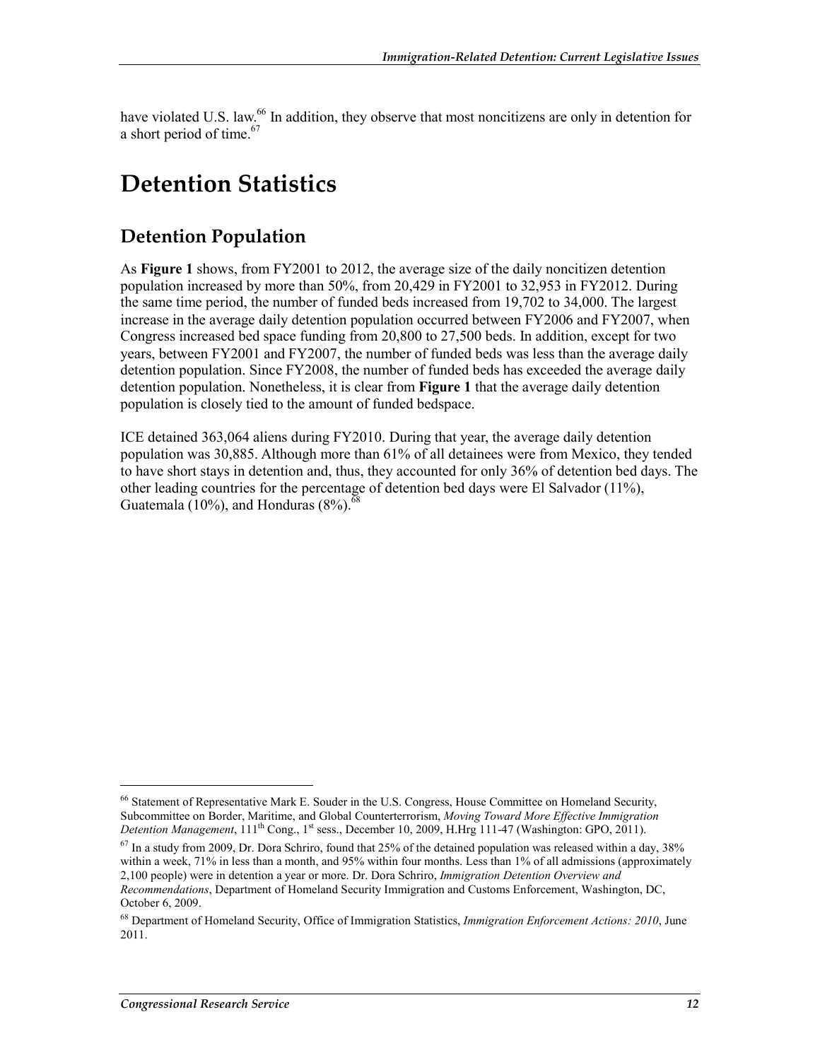have violated U.S. law.[66] In addition, they observe that most noncitizens are only in detention for a short period of time.[67]

# Detention Statistics

## Detention Population

As **Figure 1** shows, from FY2001 to 2012, the average size of the daily noncitizen detention population increased by more than 50%, from 20,429 in FY2001 to 32,953 in FY2012. During the same time period, the number of funded beds increased from 19,702 to 34,000. The largest increase in the average daily detention population occurred between FY2006 and FY2007, when Congress increased bed space funding from 20,800 to 27,500 beds. In addition, except for two years, between FY2001 and FY2007, the number of funded beds was less than the average daily detention population. Since FY2008, the number of funded beds has exceeded the average daily detention population. Nonetheless, it is clear from **Figure 1** that the average daily detention population is closely tied to the amount of funded bedspace.

ICE detained 363,064 aliens during FY2010. During that year, the average daily detention population was 30,885. Although more than 61% of all detainees were from Mexico, they tended to have short stays in detention and, thus, they accounted for only 36% of detention bed days. The other leading countries for the percentage of detention bed days were El Salvador (11%), Guatemala (10%), and Honduras (8%).[68]

---

[66] Statement of Representative Mark E. Souder in the U.S. Congress, House Committee on Homeland Security, Subcommittee on Border, Maritime, and Global Counterterrorism, *Moving Toward More Effective Immigration Detention Management*, 111th Cong., 1st sess., December 10, 2009, H.Hrg 111-47 (Washington: GPO, 2011).

[67] In a study from 2009, Dr. Dora Schriro, found that 25% of the detained population was released within a day, 38% within a week, 71% in less than a month, and 95% within four months. Less than 1% of all admissions (approximately 2,100 people) were in detention a year or more. Dr. Dora Schriro, *Immigration Detention Overview and Recommendations*, Department of Homeland Security Immigration and Customs Enforcement, Washington, DC, October 6, 2009.

[68] Department of Homeland Security, Office of Immigration Statistics, *Immigration Enforcement Actions: 2010*, June 2011.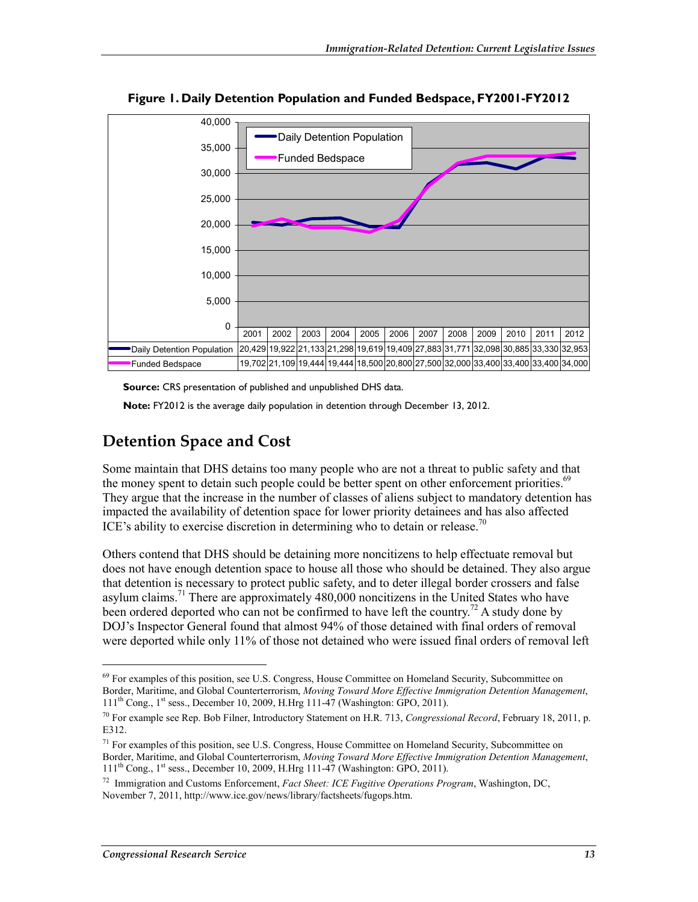**Figure 1. Daily Detention Population and Funded Bedspace, FY2001-FY2012**

| | 2001 | 2002 | 2003 | 2004 | 2005 | 2006 | 2007 | 2008 | 2009 | 2010 | 2011 | 2012 |
|---|---|---|---|---|---|---|---|---|---|---|---|---|
| Daily Detention Population | 20,429 | 19,922 | 21,133 | 21,298 | 19,619 | 19,409 | 27,883 | 31,771 | 32,098 | 30,885 | 33,330 | 32,953 |
| Funded Bedspace | 19,702 | 21,109 | 19,444 | 19,444 | 18,500 | 20,800 | 27,500 | 32,000 | 33,400 | 33,400 | 33,400 | 34,000 |

**Source:** CRS presentation of published and unpublished DHS data.

**Note:** FY2012 is the average daily population in detention through December 13, 2012.

## Detention Space and Cost

Some maintain that DHS detains too many people who are not a threat to public safety and that the money spent to detain such people could be better spent on other enforcement priorities.[69] They argue that the increase in the number of classes of aliens subject to mandatory detention has impacted the availability of detention space for lower priority detainees and has also affected ICE's ability to exercise discretion in determining who to detain or release.[70]

Others contend that DHS should be detaining more noncitizens to help effectuate removal but does not have enough detention space to house all those who should be detained. They also argue that detention is necessary to protect public safety, and to deter illegal border crossers and false asylum claims.[71] There are approximately 480,000 noncitizens in the United States who have been ordered deported who can not be confirmed to have left the country.[72] A study done by DOJ's Inspector General found that almost 94% of those detained with final orders of removal were deported while only 11% of those not detained who were issued final orders of removal left

---

[69] For examples of this position, see U.S. Congress, House Committee on Homeland Security, Subcommittee on Border, Maritime, and Global Counterterrorism, *Moving Toward More Effective Immigration Detention Management*, 111th Cong., 1st sess., December 10, 2009, H.Hrg 111-47 (Washington: GPO, 2011).

[70] For example see Rep. Bob Filner, Introductory Statement on H.R. 713, *Congressional Record*, February 18, 2011, p. E312.

[71] For examples of this position, see U.S. Congress, House Committee on Homeland Security, Subcommittee on Border, Maritime, and Global Counterterrorism, *Moving Toward More Effective Immigration Detention Management*, 111th Cong., 1st sess., December 10, 2009, H.Hrg 111-47 (Washington: GPO, 2011).

[72] Immigration and Customs Enforcement, *Fact Sheet: ICE Fugitive Operations Program*, Washington, DC, November 7, 2011, http://www.ice.gov/news/library/factsheets/fugops.htm.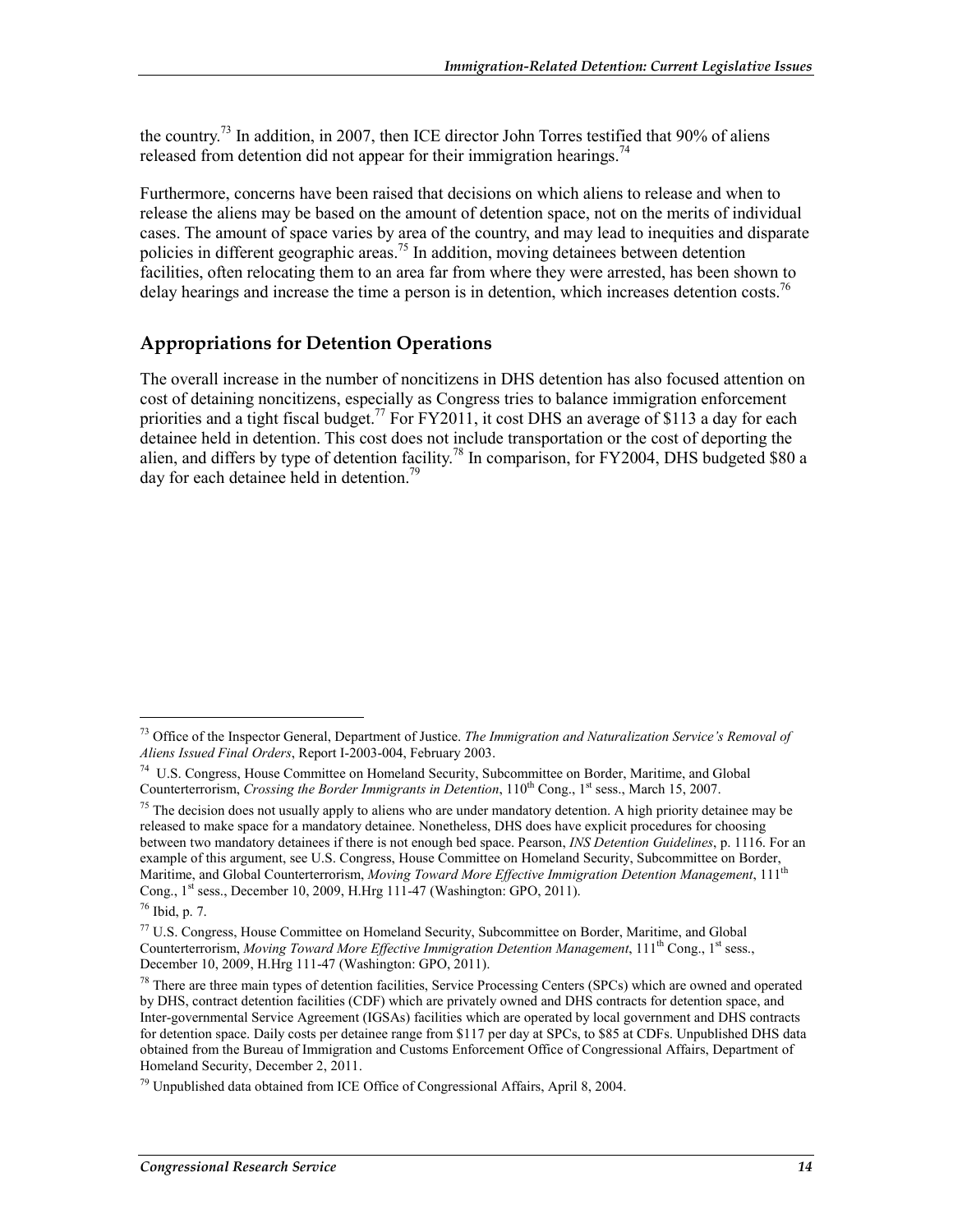the country.[73] In addition, in 2007, then ICE director John Torres testified that 90% of aliens released from detention did not appear for their immigration hearings.[74]

Furthermore, concerns have been raised that decisions on which aliens to release and when to release the aliens may be based on the amount of detention space, not on the merits of individual cases. The amount of space varies by area of the country, and may lead to inequities and disparate policies in different geographic areas.[75] In addition, moving detainees between detention facilities, often relocating them to an area far from where they were arrested, has been shown to delay hearings and increase the time a person is in detention, which increases detention costs.[76]

## Appropriations for Detention Operations

The overall increase in the number of noncitizens in DHS detention has also focused attention on cost of detaining noncitizens, especially as Congress tries to balance immigration enforcement priorities and a tight fiscal budget.[77] For FY2011, it cost DHS an average of $113 a day for each detainee held in detention. This cost does not include transportation or the cost of deporting the alien, and differs by type of detention facility.[78] In comparison, for FY2004, DHS budgeted $80 a day for each detainee held in detention.[79]

---

[73] Office of the Inspector General, Department of Justice. *The Immigration and Naturalization Service's Removal of Aliens Issued Final Orders*, Report I-2003-004, February 2003.

[74] U.S. Congress, House Committee on Homeland Security, Subcommittee on Border, Maritime, and Global Counterterrorism, *Crossing the Border Immigrants in Detention*, 110th Cong., 1st sess., March 15, 2007.

[75] The decision does not usually apply to aliens who are under mandatory detention. A high priority detainee may be released to make space for a mandatory detainee. Nonetheless, DHS does have explicit procedures for choosing between two mandatory detainees if there is not enough bed space. Pearson, *INS Detention Guidelines*, p. 1116. For an example of this argument, see U.S. Congress, House Committee on Homeland Security, Subcommittee on Border, Maritime, and Global Counterterrorism, *Moving Toward More Effective Immigration Detention Management*, 111th Cong., 1st sess., December 10, 2009, H.Hrg 111-47 (Washington: GPO, 2011).

[76] Ibid, p. 7.

[77] U.S. Congress, House Committee on Homeland Security, Subcommittee on Border, Maritime, and Global Counterterrorism, *Moving Toward More Effective Immigration Detention Management*, 111th Cong., 1st sess., December 10, 2009, H.Hrg 111-47 (Washington: GPO, 2011).

[78] There are three main types of detention facilities, Service Processing Centers (SPCs) which are owned and operated by DHS, contract detention facilities (CDF) which are privately owned and DHS contracts for detention space, and Inter-governmental Service Agreement (IGSAs) facilities which are operated by local government and DHS contracts for detention space. Daily costs per detainee range from $117 per day at SPCs, to $85 at CDFs. Unpublished DHS data obtained from the Bureau of Immigration and Customs Enforcement Office of Congressional Affairs, Department of Homeland Security, December 2, 2011.

[79] Unpublished data obtained from ICE Office of Congressional Affairs, April 8, 2004.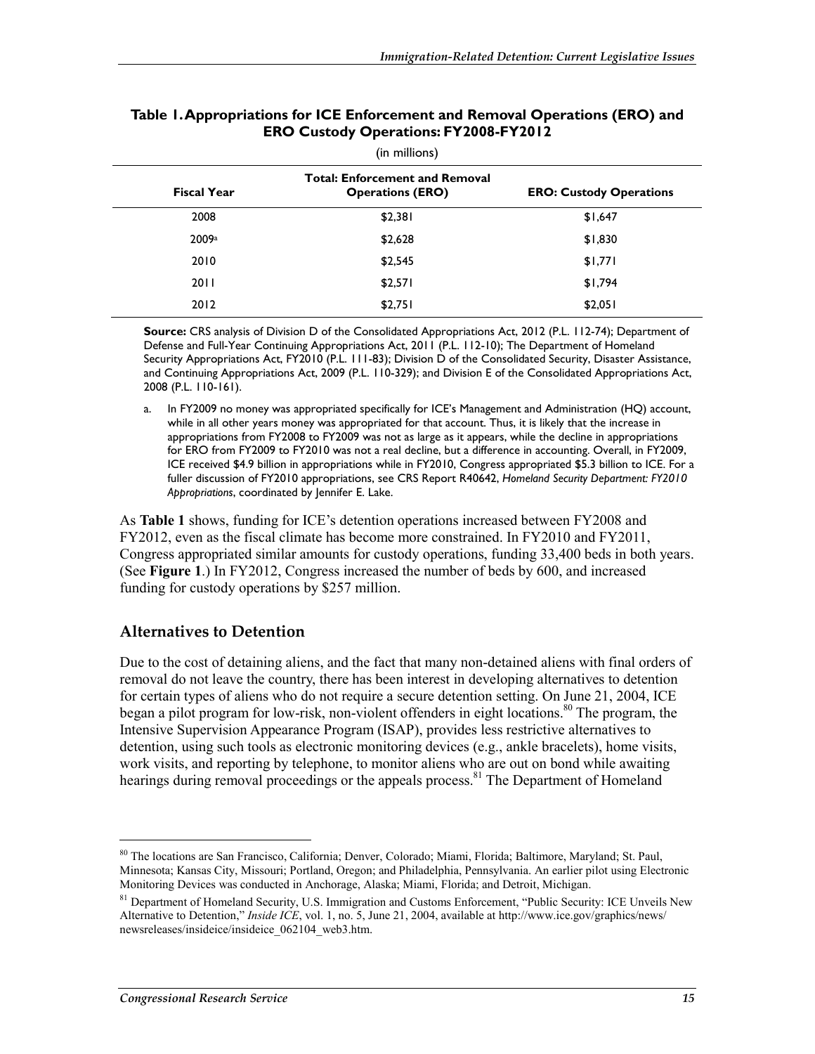**Table 1. Appropriations for ICE Enforcement and Removal Operations (ERO) and ERO Custody Operations: FY2008-FY2012**

(in millions)

| Fiscal Year | Total: Enforcement and Removal Operations (ERO) | ERO: Custody Operations |
|---|---|---|
| 2008 | $2,381 | $1,647 |
| 2009[a] | $2,628 | $1,830 |
| 2010 | $2,545 | $1,771 |
| 2011 | $2,571 | $1,794 |
| 2012 | $2,751 | $2,051 |

**Source:** CRS analysis of Division D of the Consolidated Appropriations Act, 2012 (P.L. 112-74); Department of Defense and Full-Year Continuing Appropriations Act, 2011 (P.L. 112-10); The Department of Homeland Security Appropriations Act, FY2010 (P.L. 111-83); Division D of the Consolidated Security, Disaster Assistance, and Continuing Appropriations Act, 2009 (P.L. 110-329); and Division E of the Consolidated Appropriations Act, 2008 (P.L. 110-161).

a. In FY2009 no money was appropriated specifically for ICE's Management and Administration (HQ) account, while in all other years money was appropriated for that account. Thus, it is likely that the increase in appropriations from FY2008 to FY2009 was not as large as it appears, while the decline in appropriations for ERO from FY2009 to FY2010 was not a real decline, but a difference in accounting. Overall, in FY2009, ICE received $4.9 billion in appropriations while in FY2010, Congress appropriated $5.3 billion to ICE. For a fuller discussion of FY2010 appropriations, see CRS Report R40642, *Homeland Security Department: FY2010 Appropriations*, coordinated by Jennifer E. Lake.

As **Table 1** shows, funding for ICE's detention operations increased between FY2008 and FY2012, even as the fiscal climate has become more constrained. In FY2010 and FY2011, Congress appropriated similar amounts for custody operations, funding 33,400 beds in both years. (See **Figure 1**.) In FY2012, Congress increased the number of beds by 600, and increased funding for custody operations by $257 million.

## Alternatives to Detention

Due to the cost of detaining aliens, and the fact that many non-detained aliens with final orders of removal do not leave the country, there has been interest in developing alternatives to detention for certain types of aliens who do not require a secure detention setting. On June 21, 2004, ICE began a pilot program for low-risk, non-violent offenders in eight locations.[80] The program, the Intensive Supervision Appearance Program (ISAP), provides less restrictive alternatives to detention, using such tools as electronic monitoring devices (e.g., ankle bracelets), home visits, work visits, and reporting by telephone, to monitor aliens who are out on bond while awaiting hearings during removal proceedings or the appeals process.[81] The Department of Homeland

[80] The locations are San Francisco, California; Denver, Colorado; Miami, Florida; Baltimore, Maryland; St. Paul, Minnesota; Kansas City, Missouri; Portland, Oregon; and Philadelphia, Pennsylvania. An earlier pilot using Electronic Monitoring Devices was conducted in Anchorage, Alaska; Miami, Florida; and Detroit, Michigan.

[81] Department of Homeland Security, U.S. Immigration and Customs Enforcement, "Public Security: ICE Unveils New Alternative to Detention," *Inside ICE*, vol. 1, no. 5, June 21, 2004, available at http://www.ice.gov/graphics/news/newsreleases/insideice/insideice_062104_web3.htm.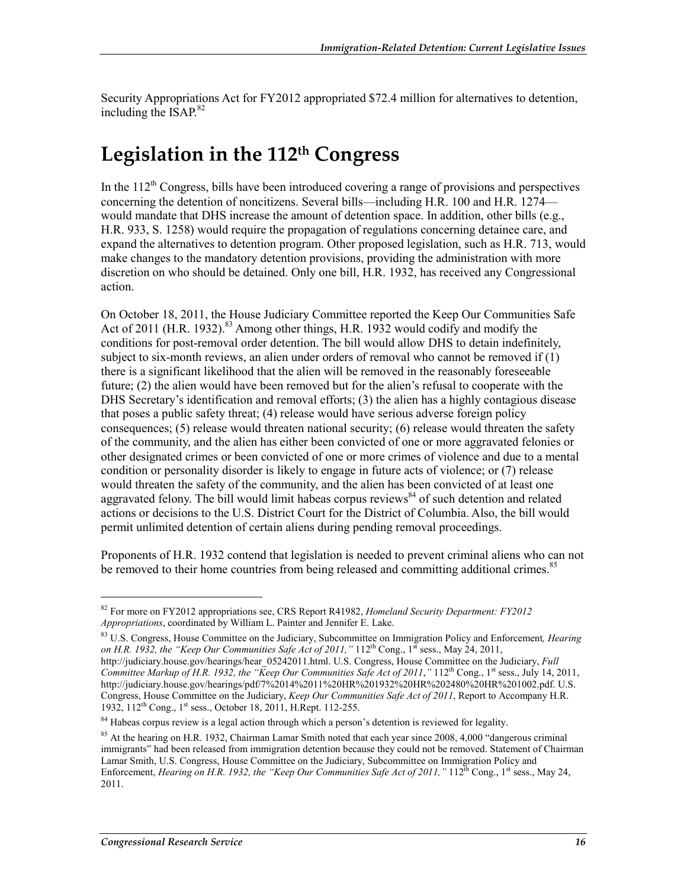Security Appropriations Act for FY2012 appropriated $72.4 million for alternatives to detention, including the ISAP.[82]

# Legislation in the 112th Congress

In the 112th Congress, bills have been introduced covering a range of provisions and perspectives concerning the detention of noncitizens. Several bills—including H.R. 100 and H.R. 1274—would mandate that DHS increase the amount of detention space. In addition, other bills (e.g., H.R. 933, S. 1258) would require the propagation of regulations concerning detainee care, and expand the alternatives to detention program. Other proposed legislation, such as H.R. 713, would make changes to the mandatory detention provisions, providing the administration with more discretion on who should be detained. Only one bill, H.R. 1932, has received any Congressional action.

On October 18, 2011, the House Judiciary Committee reported the Keep Our Communities Safe Act of 2011 (H.R. 1932).[83] Among other things, H.R. 1932 would codify and modify the conditions for post-removal order detention. The bill would allow DHS to detain indefinitely, subject to six-month reviews, an alien under orders of removal who cannot be removed if (1) there is a significant likelihood that the alien will be removed in the reasonably foreseeable future; (2) the alien would have been removed but for the alien's refusal to cooperate with the DHS Secretary's identification and removal efforts; (3) the alien has a highly contagious disease that poses a public safety threat; (4) release would have serious adverse foreign policy consequences; (5) release would threaten national security; (6) release would threaten the safety of the community, and the alien has either been convicted of one or more aggravated felonies or other designated crimes or been convicted of one or more crimes of violence and due to a mental condition or personality disorder is likely to engage in future acts of violence; or (7) release would threaten the safety of the community, and the alien has been convicted of at least one aggravated felony. The bill would limit habeas corpus reviews[84] of such detention and related actions or decisions to the U.S. District Court for the District of Columbia. Also, the bill would permit unlimited detention of certain aliens during pending removal proceedings.

Proponents of H.R. 1932 contend that legislation is needed to prevent criminal aliens who can not be removed to their home countries from being released and committing additional crimes.[85]

---

[82] For more on FY2012 appropriations see, CRS Report R41982, *Homeland Security Department: FY2012 Appropriations*, coordinated by William L. Painter and Jennifer E. Lake.

[83] U.S. Congress, House Committee on the Judiciary, Subcommittee on Immigration Policy and Enforcement*, Hearing on H.R. 1932, the "Keep Our Communities Safe Act of 2011,"* 112th Cong., 1st sess., May 24, 2011, http://judiciary.house.gov/hearings/hear_05242011.html. U.S. Congress, House Committee on the Judiciary, *Full Committee Markup of H.R. 1932, the "Keep Our Communities Safe Act of 2011*,*"* 112th Cong., 1st sess., July 14, 2011, http://judiciary.house.gov/hearings/pdf/7%2014%2011%20HR%201932%20HR%202480%20HR%201002.pdf. U.S. Congress, House Committee on the Judiciary, *Keep Our Communities Safe Act of 2011*, Report to Accompany H.R. 1932, 112th Cong., 1st sess., October 18, 2011, H.Rept. 112-255.

[84] Habeas corpus review is a legal action through which a person's detention is reviewed for legality.

[85] At the hearing on H.R. 1932, Chairman Lamar Smith noted that each year since 2008, 4,000 "dangerous criminal immigrants" had been released from immigration detention because they could not be removed. Statement of Chairman Lamar Smith, U.S. Congress, House Committee on the Judiciary, Subcommittee on Immigration Policy and Enforcement, *Hearing on H.R. 1932, the "Keep Our Communities Safe Act of 2011,"* 112th Cong., 1st sess., May 24, 2011.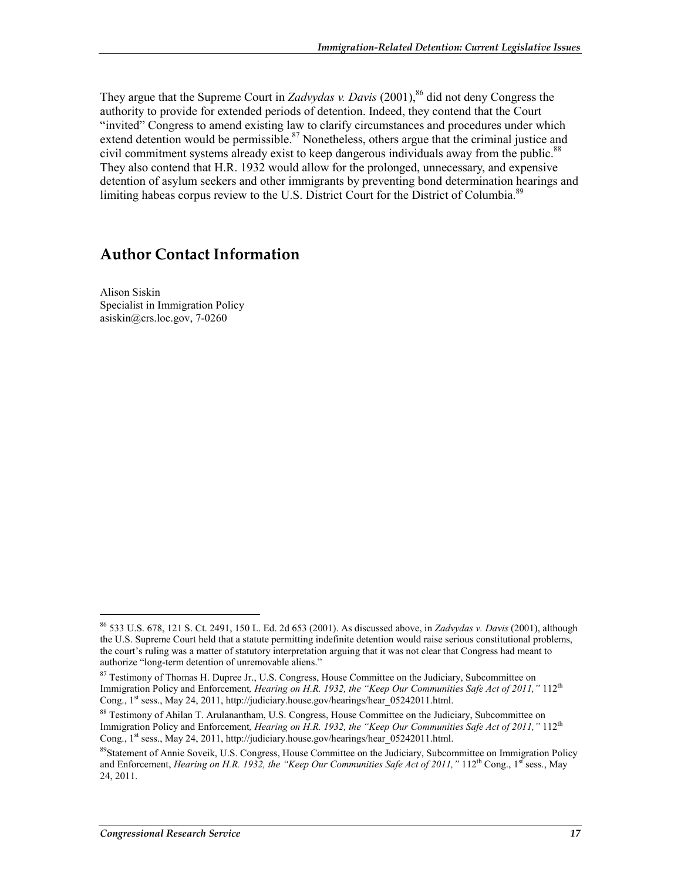They argue that the Supreme Court in *Zadvydas v. Davis* (2001),[86] did not deny Congress the authority to provide for extended periods of detention. Indeed, they contend that the Court "invited" Congress to amend existing law to clarify circumstances and procedures under which extend detention would be permissible.[87] Nonetheless, others argue that the criminal justice and civil commitment systems already exist to keep dangerous individuals away from the public.[88] They also contend that H.R. 1932 would allow for the prolonged, unnecessary, and expensive detention of asylum seekers and other immigrants by preventing bond determination hearings and limiting habeas corpus review to the U.S. District Court for the District of Columbia.[89]

## Author Contact Information

Alison Siskin
Specialist in Immigration Policy
asiskin@crs.loc.gov, 7-0260

---

[86] 533 U.S. 678, 121 S. Ct. 2491, 150 L. Ed. 2d 653 (2001). As discussed above, in *Zadvydas v. Davis* (2001), although the U.S. Supreme Court held that a statute permitting indefinite detention would raise serious constitutional problems, the court's ruling was a matter of statutory interpretation arguing that it was not clear that Congress had meant to authorize "long-term detention of unremovable aliens."

[87] Testimony of Thomas H. Dupree Jr., U.S. Congress, House Committee on the Judiciary, Subcommittee on Immigration Policy and Enforcement*, Hearing on H.R. 1932, the "Keep Our Communities Safe Act of 2011,"* 112th Cong., 1st sess., May 24, 2011, http://judiciary.house.gov/hearings/hear_05242011.html.

[88] Testimony of Ahilan T. Arulanantham, U.S. Congress, House Committee on the Judiciary, Subcommittee on Immigration Policy and Enforcement*, Hearing on H.R. 1932, the "Keep Our Communities Safe Act of 2011,"* 112th Cong., 1st sess., May 24, 2011, http://judiciary.house.gov/hearings/hear_05242011.html.

[89] Statement of Annie Soveik, U.S. Congress, House Committee on the Judiciary, Subcommittee on Immigration Policy and Enforcement, *Hearing on H.R. 1932, the "Keep Our Communities Safe Act of 2011,"* 112th Cong., 1st sess., May 24, 2011.